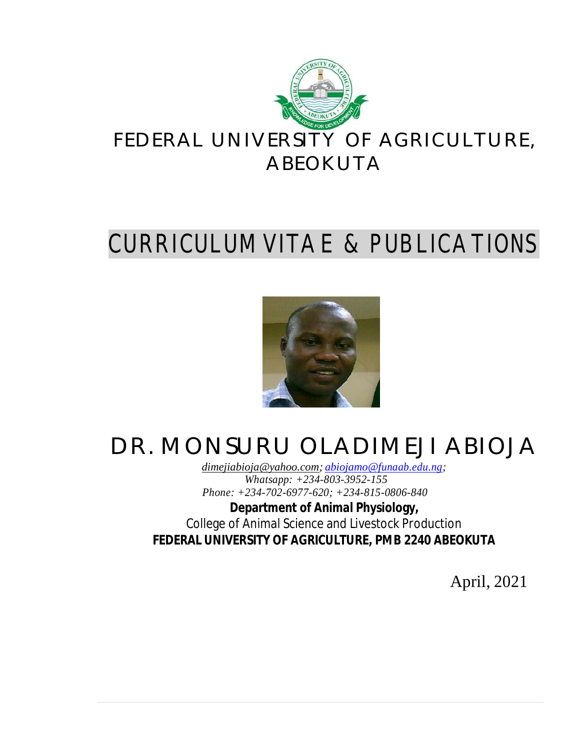# FEDERAL UNIVERSITY OF AGRICULTURE, ABEOKUTA

# CURRICULUM VITAE & PUBLICATIONS

# DR. MONSURU OLADIMEJI ABIOJA

*dimejiabioja@yahoo.com; abiojamo@funaab.edu.ng;*
*Whatsapp: +234-803-3952-155*
*Phone: +234-702-6977-620; +234-815-0806-840*

**Department of Animal Physiology,**
College of Animal Science and Livestock Production
**FEDERAL UNIVERSITY OF AGRICULTURE, PMB 2240 ABEOKUTA**

April, 2021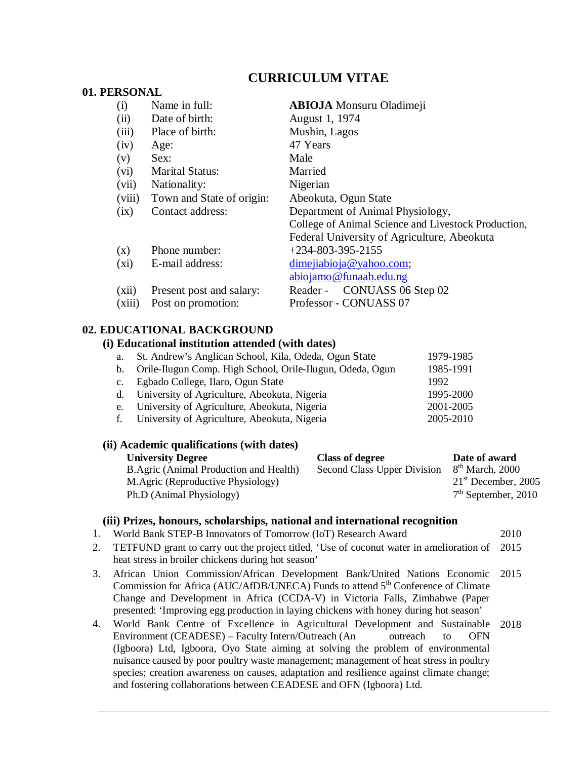# CURRICULUM VITAE

## 01. PERSONAL

| | | |
|---|---|---|
| (i) | Name in full: | **ABIOJA** Monsuru Oladimeji |
| (ii) | Date of birth: | August 1, 1974 |
| (iii) | Place of birth: | Mushin, Lagos |
| (iv) | Age: | 47 Years |
| (v) | Sex: | Male |
| (vi) | Marital Status: | Married |
| (vii) | Nationality: | Nigerian |
| (viii) | Town and State of origin: | Abeokuta, Ogun State |
| (ix) | Contact address: | Department of Animal Physiology, College of Animal Science and Livestock Production, Federal University of Agriculture, Abeokuta |
| (x) | Phone number: | +234-803-395-2155 |
| (xi) | E-mail address: | dimejiabioja@yahoo.com; abiojamo@funaab.edu.ng |
| (xii) | Present post and salary: | Reader - CONUASS 06 Step 02 |
| (xiii) | Post on promotion: | Professor - CONUASS 07 |

## 02. EDUCATIONAL BACKGROUND

### (i) Educational institution attended (with dates)

| | | |
|---|---|---|
| a. | St. Andrew's Anglican School, Kila, Odeda, Ogun State | 1979-1985 |
| b. | Orile-Ilugun Comp. High School, Orile-Ilugun, Odeda, Ogun | 1985-1991 |
| c. | Egbado College, Ilaro, Ogun State | 1992 |
| d. | University of Agriculture, Abeokuta, Nigeria | 1995-2000 |
| e. | University of Agriculture, Abeokuta, Nigeria | 2001-2005 |
| f. | University of Agriculture, Abeokuta, Nigeria | 2005-2010 |

### (ii) Academic qualifications (with dates)

| University Degree | Class of degree | Date of award |
|---|---|---|
| B.Agric (Animal Production and Health) | Second Class Upper Division | 8th March, 2000 |
| M.Agric (Reproductive Physiology) | | 21st December, 2005 |
| Ph.D (Animal Physiology) | | 7th September, 2010 |

### (iii) Prizes, honours, scholarships, national and international recognition

1. World Bank STEP-B Innovators of Tomorrow (IoT) Research Award — 2010
2. TETFUND grant to carry out the project titled, 'Use of coconut water in amelioration of heat stress in broiler chickens during hot season' — 2015
3. African Union Commission/African Development Bank/United Nations Economic Commission for Africa (AUC/AfDB/UNECA) Funds to attend 5th Conference of Climate Change and Development in Africa (CCDA-V) in Victoria Falls, Zimbabwe (Paper presented: 'Improving egg production in laying chickens with honey during hot season' — 2015
4. World Bank Centre of Excellence in Agricultural Development and Sustainable Environment (CEADESE) – Faculty Intern/Outreach (An outreach to OFN (Igboora) Ltd, Igboora, Oyo State aiming at solving the problem of environmental nuisance caused by poor poultry waste management; management of heat stress in poultry species; creation awareness on causes, adaptation and resilience against climate change; and fostering collaborations between CEADESE and OFN (Igboora) Ltd. — 2018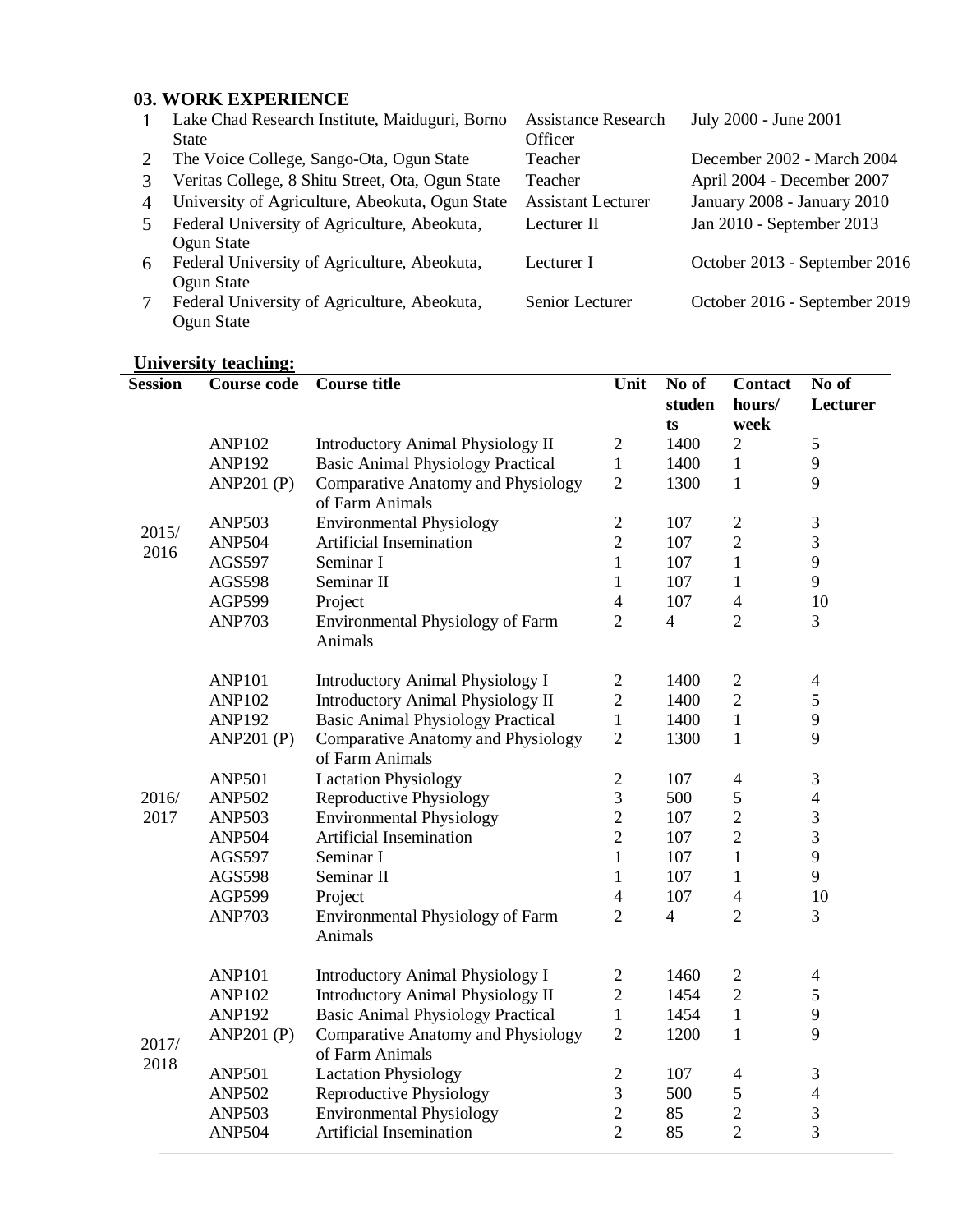### 03. WORK EXPERIENCE

| | | | |
|---|---|---|---|
| 1 | Lake Chad Research Institute, Maiduguri, Borno State | Assistance Research Officer | July 2000 - June 2001 |
| 2 | The Voice College, Sango-Ota, Ogun State | Teacher | December 2002 - March 2004 |
| 3 | Veritas College, 8 Shitu Street, Ota, Ogun State | Teacher | April 2004 - December 2007 |
| 4 | University of Agriculture, Abeokuta, Ogun State | Assistant Lecturer | January 2008 - January 2010 |
| 5 | Federal University of Agriculture, Abeokuta, Ogun State | Lecturer II | Jan 2010 - September 2013 |
| 6 | Federal University of Agriculture, Abeokuta, Ogun State | Lecturer I | October 2013 - September 2016 |
| 7 | Federal University of Agriculture, Abeokuta, Ogun State | Senior Lecturer | October 2016 - September 2019 |

**University teaching:**

| Session | Course code | Course title | Unit | No of students | Contact hours/ week | No of Lecturer |
|---|---|---|---|---|---|---|
| 2015/ 2016 | ANP102 | Introductory Animal Physiology II | 2 | 1400 | 2 | 5 |
| | ANP192 | Basic Animal Physiology Practical | 1 | 1400 | 1 | 9 |
| | ANP201 (P) | Comparative Anatomy and Physiology of Farm Animals | 2 | 1300 | 1 | 9 |
| | ANP503 | Environmental Physiology | 2 | 107 | 2 | 3 |
| | ANP504 | Artificial Insemination | 2 | 107 | 2 | 3 |
| | AGS597 | Seminar I | 1 | 107 | 1 | 9 |
| | AGS598 | Seminar II | 1 | 107 | 1 | 9 |
| | AGP599 | Project | 4 | 107 | 4 | 10 |
| | ANP703 | Environmental Physiology of Farm Animals | 2 | 4 | 2 | 3 |
| 2016/ 2017 | ANP101 | Introductory Animal Physiology I | 2 | 1400 | 2 | 4 |
| | ANP102 | Introductory Animal Physiology II | 2 | 1400 | 2 | 5 |
| | ANP192 | Basic Animal Physiology Practical | 1 | 1400 | 1 | 9 |
| | ANP201 (P) | Comparative Anatomy and Physiology of Farm Animals | 2 | 1300 | 1 | 9 |
| | ANP501 | Lactation Physiology | 2 | 107 | 4 | 3 |
| | ANP502 | Reproductive Physiology | 3 | 500 | 5 | 4 |
| | ANP503 | Environmental Physiology | 2 | 107 | 2 | 3 |
| | ANP504 | Artificial Insemination | 2 | 107 | 2 | 3 |
| | AGS597 | Seminar I | 1 | 107 | 1 | 9 |
| | AGS598 | Seminar II | 1 | 107 | 1 | 9 |
| | AGP599 | Project | 4 | 107 | 4 | 10 |
| | ANP703 | Environmental Physiology of Farm Animals | 2 | 4 | 2 | 3 |
| 2017/ 2018 | ANP101 | Introductory Animal Physiology I | 2 | 1460 | 2 | 4 |
| | ANP102 | Introductory Animal Physiology II | 2 | 1454 | 2 | 5 |
| | ANP192 | Basic Animal Physiology Practical | 1 | 1454 | 1 | 9 |
| | ANP201 (P) | Comparative Anatomy and Physiology of Farm Animals | 2 | 1200 | 1 | 9 |
| | ANP501 | Lactation Physiology | 2 | 107 | 4 | 3 |
| | ANP502 | Reproductive Physiology | 3 | 500 | 5 | 4 |
| | ANP503 | Environmental Physiology | 2 | 85 | 2 | 3 |
| | ANP504 | Artificial Insemination | 2 | 85 | 2 | 3 |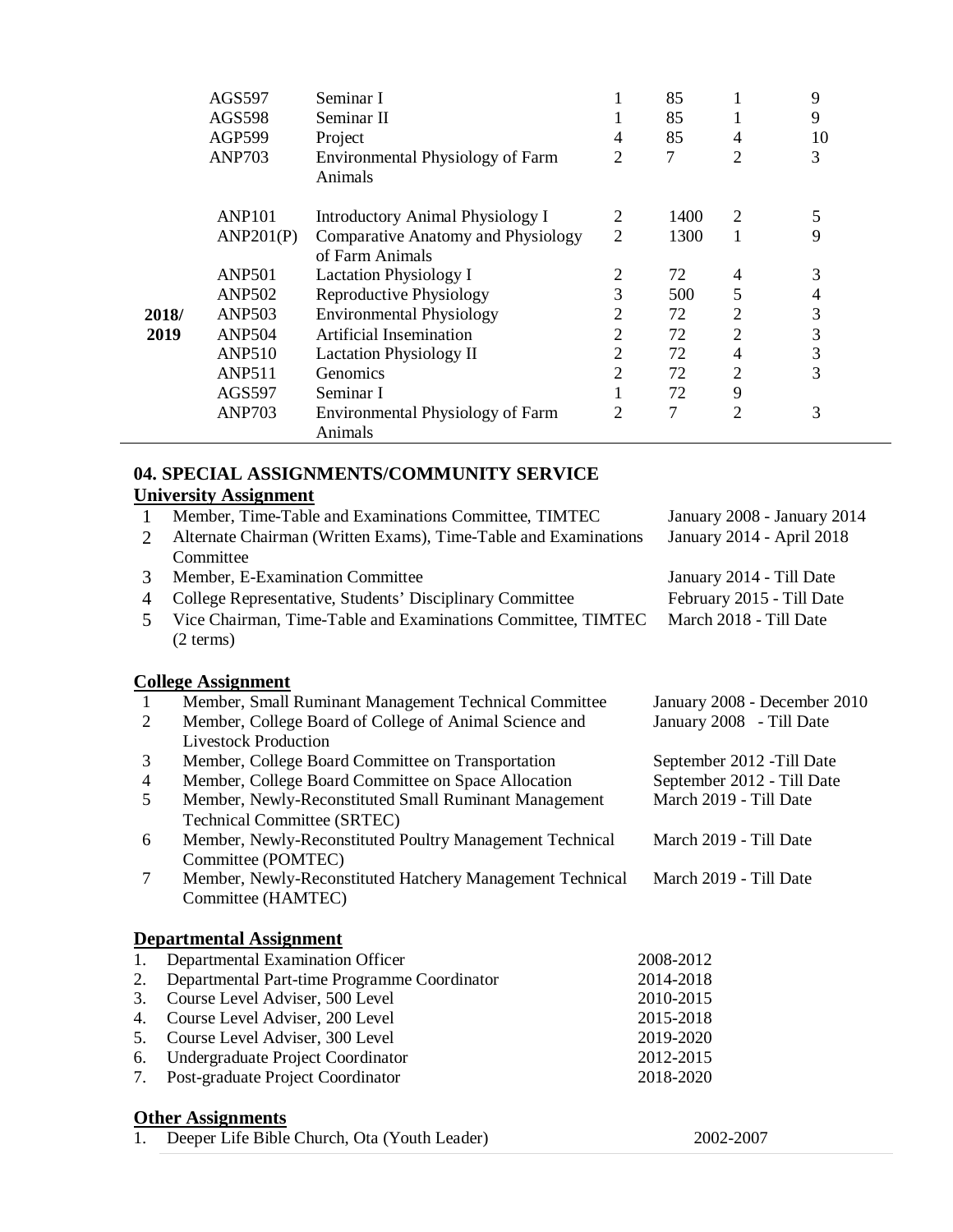| | | | | | | |
|---|---|---|---|---|---|---|
| | AGS597 | Seminar I | 1 | 85 | 1 | 9 |
| | AGS598 | Seminar II | 1 | 85 | 1 | 9 |
| | AGP599 | Project | 4 | 85 | 4 | 10 |
| | ANP703 | Environmental Physiology of Farm Animals | 2 | 7 | 2 | 3 |
| 2018/ 2019 | ANP101 | Introductory Animal Physiology I | 2 | 1400 | 2 | 5 |
| | ANP201(P) | Comparative Anatomy and Physiology of Farm Animals | 2 | 1300 | 1 | 9 |
| | ANP501 | Lactation Physiology I | 2 | 72 | 4 | 3 |
| | ANP502 | Reproductive Physiology | 3 | 500 | 5 | 4 |
| | ANP503 | Environmental Physiology | 2 | 72 | 2 | 3 |
| | ANP504 | Artificial Insemination | 2 | 72 | 2 | 3 |
| | ANP510 | Lactation Physiology II | 2 | 72 | 4 | 3 |
| | ANP511 | Genomics | 2 | 72 | 2 | 3 |
| | AGS597 | Seminar I | 1 | 72 | 9 | |
| | ANP703 | Environmental Physiology of Farm Animals | 2 | 7 | 2 | 3 |

## 04. SPECIAL ASSIGNMENTS/COMMUNITY SERVICE

### University Assignment

| | | |
|---|---|---|
| 1 | Member, Time-Table and Examinations Committee, TIMTEC | January 2008 - January 2014 |
| 2 | Alternate Chairman (Written Exams), Time-Table and Examinations Committee | January 2014 - April 2018 |
| 3 | Member, E-Examination Committee | January 2014 - Till Date |
| 4 | College Representative, Students' Disciplinary Committee | February 2015 - Till Date |
| 5 | Vice Chairman, Time-Table and Examinations Committee, TIMTEC (2 terms) | March 2018 - Till Date |

### College Assignment

| | | |
|---|---|---|
| 1 | Member, Small Ruminant Management Technical Committee | January 2008 - December 2010 |
| 2 | Member, College Board of College of Animal Science and Livestock Production | January 2008 - Till Date |
| 3 | Member, College Board Committee on Transportation | September 2012 -Till Date |
| 4 | Member, College Board Committee on Space Allocation | September 2012 - Till Date |
| 5 | Member, Newly-Reconstituted Small Ruminant Management Technical Committee (SRTEC) | March 2019 - Till Date |
| 6 | Member, Newly-Reconstituted Poultry Management Technical Committee (POMTEC) | March 2019 - Till Date |
| 7 | Member, Newly-Reconstituted Hatchery Management Technical Committee (HAMTEC) | March 2019 - Till Date |

### Departmental Assignment

| | | |
|---|---|---|
| 1. | Departmental Examination Officer | 2008-2012 |
| 2. | Departmental Part-time Programme Coordinator | 2014-2018 |
| 3. | Course Level Adviser, 500 Level | 2010-2015 |
| 4. | Course Level Adviser, 200 Level | 2015-2018 |
| 5. | Course Level Adviser, 300 Level | 2019-2020 |
| 6. | Undergraduate Project Coordinator | 2012-2015 |
| 7. | Post-graduate Project Coordinator | 2018-2020 |

### Other Assignments

| | | |
|---|---|---|
| 1. | Deeper Life Bible Church, Ota (Youth Leader) | 2002-2007 |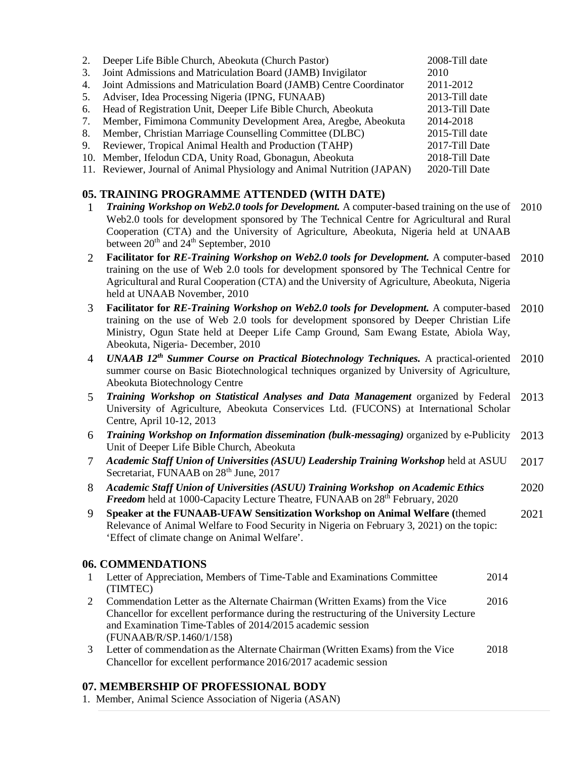2. Deeper Life Bible Church, Abeokuta (Church Pastor) 2008-Till date
3. Joint Admissions and Matriculation Board (JAMB) Invigilator 2010
4. Joint Admissions and Matriculation Board (JAMB) Centre Coordinator 2011-2012
5. Adviser, Idea Processing Nigeria (IPNG, FUNAAB) 2013-Till date
6. Head of Registration Unit, Deeper Life Bible Church, Abeokuta 2013-Till Date
7. Member, Fimimona Community Development Area, Aregbe, Abeokuta 2014-2018
8. Member, Christian Marriage Counselling Committee (DLBC) 2015-Till date
9. Reviewer, Tropical Animal Health and Production (TAHP) 2017-Till Date
10. Member, Ifelodun CDA, Unity Road, Gbonagun, Abeokuta 2018-Till Date
11. Reviewer, Journal of Animal Physiology and Animal Nutrition (JAPAN) 2020-Till Date

## 05. TRAINING PROGRAMME ATTENDED (WITH DATE)

| | | |
|---|---|---|
| 1 | ***Training Workshop on Web2.0 tools for Development.*** A computer-based training on the use of Web2.0 tools for development sponsored by The Technical Centre for Agricultural and Rural Cooperation (CTA) and the University of Agriculture, Abeokuta, Nigeria held at UNAAB between 20th and 24th September, 2010 | 2010 |
| 2 | **Facilitator for *RE-Training Workshop on Web2.0 tools for Development.*** A computer-based training on the use of Web 2.0 tools for development sponsored by The Technical Centre for Agricultural and Rural Cooperation (CTA) and the University of Agriculture, Abeokuta, Nigeria held at UNAAB November, 2010 | 2010 |
| 3 | **Facilitator for *RE-Training Workshop on Web2.0 tools for Development.*** A computer-based training on the use of Web 2.0 tools for development sponsored by Deeper Christian Life Ministry, Ogun State held at Deeper Life Camp Ground, Sam Ewang Estate, Abiola Way, Abeokuta, Nigeria- December, 2010 | 2010 |
| 4 | ***UNAAB 12th Summer Course on Practical Biotechnology Techniques.*** A practical-oriented summer course on Basic Biotechnological techniques organized by University of Agriculture, Abeokuta Biotechnology Centre | 2010 |
| 5 | ***Training Workshop on Statistical Analyses and Data Management*** organized by Federal University of Agriculture, Abeokuta Conservices Ltd. (FUCONS) at International Scholar Centre, April 10-12, 2013 | 2013 |
| 6 | ***Training Workshop on Information dissemination (bulk-messaging)*** organized by e-Publicity Unit of Deeper Life Bible Church, Abeokuta | 2013 |
| 7 | ***Academic Staff Union of Universities (ASUU) Leadership Training Workshop*** held at ASUU Secretariat, FUNAAB on 28th June, 2017 | 2017 |
| 8 | ***Academic Staff Union of Universities (ASUU) Training Workshop on Academic Ethics Freedom*** held at 1000-Capacity Lecture Theatre, FUNAAB on 28th February, 2020 | 2020 |
| 9 | **Speaker at the FUNAAB-UFAW Sensitization Workshop on Animal Welfare (**themed Relevance of Animal Welfare to Food Security in Nigeria on February 3, 2021) on the topic: 'Effect of climate change on Animal Welfare'. | 2021 |

## 06. COMMENDATIONS

| | | |
|---|---|---|
| 1 | Letter of Appreciation, Members of Time-Table and Examinations Committee (TIMTEC) | 2014 |
| 2 | Commendation Letter as the Alternate Chairman (Written Exams) from the Vice Chancellor for excellent performance during the restructuring of the University Lecture and Examination Time-Tables of 2014/2015 academic session (FUNAAB/R/SP.1460/1/158) | 2016 |
| 3 | Letter of commendation as the Alternate Chairman (Written Exams) from the Vice Chancellor for excellent performance 2016/2017 academic session | 2018 |

## 07. MEMBERSHIP OF PROFESSIONAL BODY

1. Member, Animal Science Association of Nigeria (ASAN)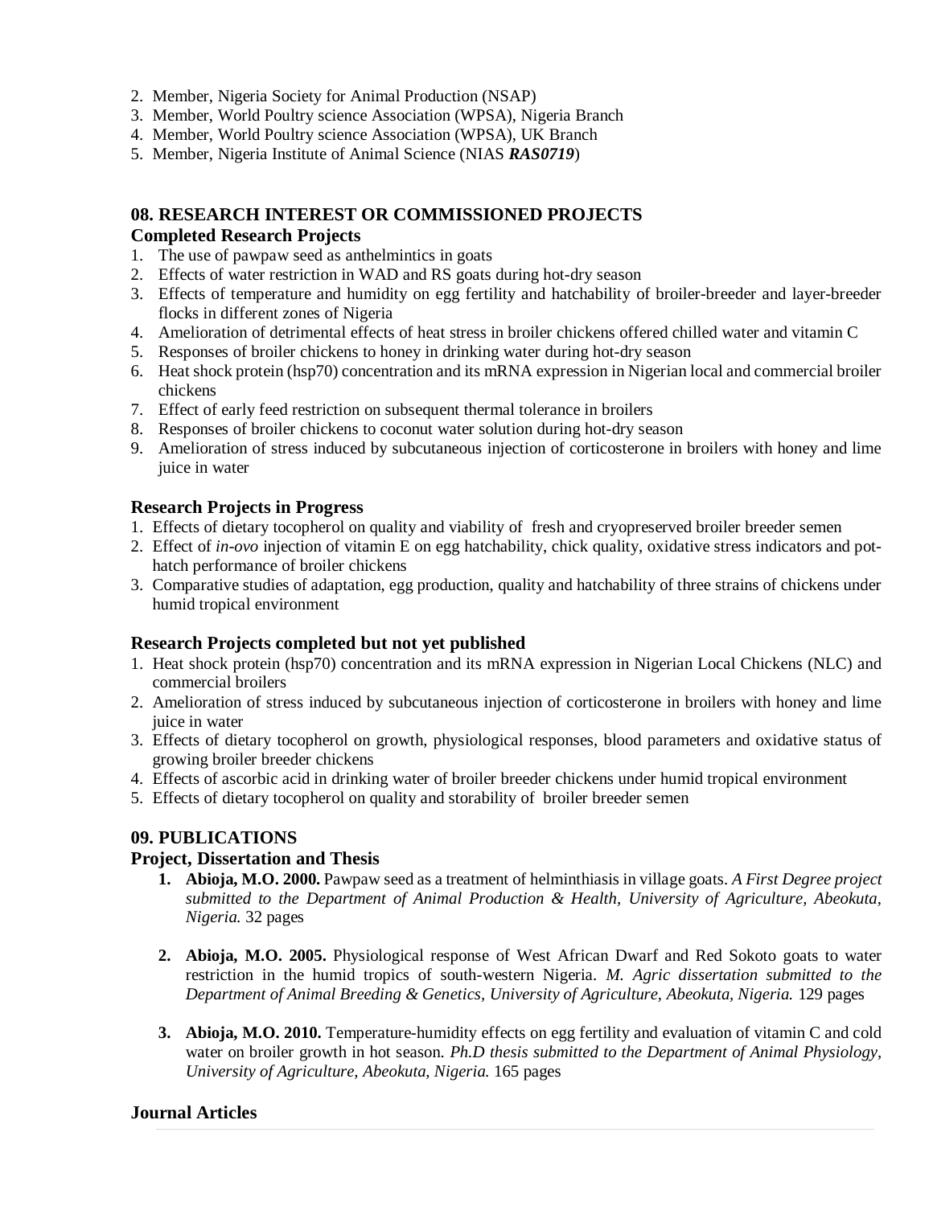2. Member, Nigeria Society for Animal Production (NSAP)
3. Member, World Poultry science Association (WPSA), Nigeria Branch
4. Member, World Poultry science Association (WPSA), UK Branch
5. Member, Nigeria Institute of Animal Science (NIAS ***RAS0719***)

## 08. RESEARCH INTEREST OR COMMISSIONED PROJECTS

### Completed Research Projects

1. The use of pawpaw seed as anthelmintics in goats
2. Effects of water restriction in WAD and RS goats during hot-dry season
3. Effects of temperature and humidity on egg fertility and hatchability of broiler-breeder and layer-breeder flocks in different zones of Nigeria
4. Amelioration of detrimental effects of heat stress in broiler chickens offered chilled water and vitamin C
5. Responses of broiler chickens to honey in drinking water during hot-dry season
6. Heat shock protein (hsp70) concentration and its mRNA expression in Nigerian local and commercial broiler chickens
7. Effect of early feed restriction on subsequent thermal tolerance in broilers
8. Responses of broiler chickens to coconut water solution during hot-dry season
9. Amelioration of stress induced by subcutaneous injection of corticosterone in broilers with honey and lime juice in water

### Research Projects in Progress

1. Effects of dietary tocopherol on quality and viability of fresh and cryopreserved broiler breeder semen
2. Effect of *in-ovo* injection of vitamin E on egg hatchability, chick quality, oxidative stress indicators and pot-hatch performance of broiler chickens
3. Comparative studies of adaptation, egg production, quality and hatchability of three strains of chickens under humid tropical environment

### Research Projects completed but not yet published

1. Heat shock protein (hsp70) concentration and its mRNA expression in Nigerian Local Chickens (NLC) and commercial broilers
2. Amelioration of stress induced by subcutaneous injection of corticosterone in broilers with honey and lime juice in water
3. Effects of dietary tocopherol on growth, physiological responses, blood parameters and oxidative status of growing broiler breeder chickens
4. Effects of ascorbic acid in drinking water of broiler breeder chickens under humid tropical environment
5. Effects of dietary tocopherol on quality and storability of broiler breeder semen

## 09. PUBLICATIONS

### Project, Dissertation and Thesis

1. **Abioja, M.O. 2000.** Pawpaw seed as a treatment of helminthiasis in village goats. *A First Degree project submitted to the Department of Animal Production & Health, University of Agriculture, Abeokuta, Nigeria.* 32 pages

2. **Abioja, M.O. 2005.** Physiological response of West African Dwarf and Red Sokoto goats to water restriction in the humid tropics of south-western Nigeria. *M. Agric dissertation submitted to the Department of Animal Breeding & Genetics, University of Agriculture, Abeokuta, Nigeria.* 129 pages

3. **Abioja, M.O. 2010.** Temperature-humidity effects on egg fertility and evaluation of vitamin C and cold water on broiler growth in hot season. *Ph.D thesis submitted to the Department of Animal Physiology, University of Agriculture, Abeokuta, Nigeria.* 165 pages

### Journal Articles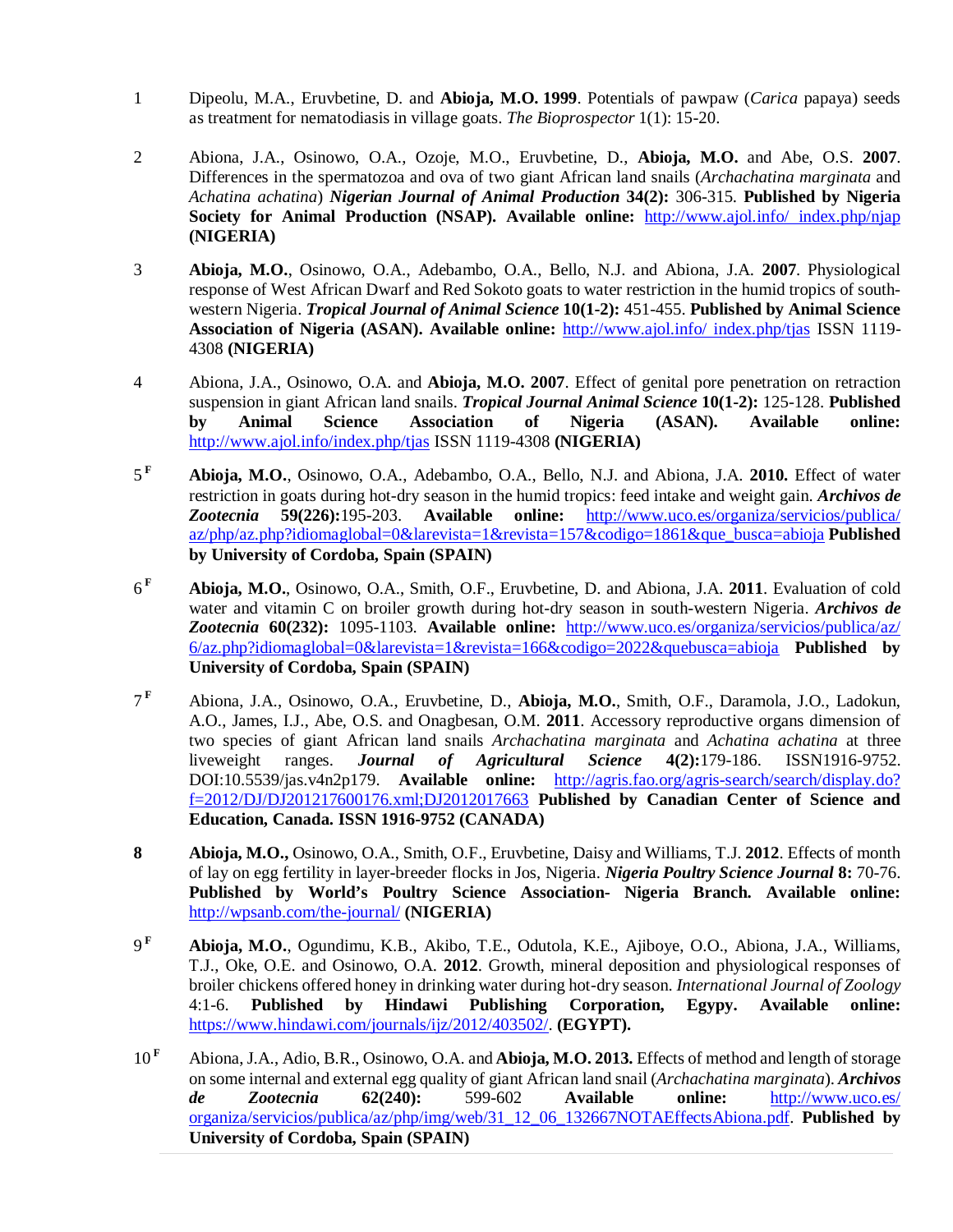1 Dipeolu, M.A., Eruvbetine, D. and **Abioja, M.O. 1999**. Potentials of pawpaw (*Carica* papaya) seeds as treatment for nematodiasis in village goats. *The Bioprospector* 1(1): 15-20.

2 Abiona, J.A., Osinowo, O.A., Ozoje, M.O., Eruvbetine, D., **Abioja, M.O.** and Abe, O.S. **2007**. Differences in the spermatozoa and ova of two giant African land snails (*Archachatina marginata* and *Achatina achatina*) ***Nigerian Journal of Animal Production*** **34(2):** 306-315. **Published by Nigeria Society for Animal Production (NSAP). Available online:** http://www.ajol.info/ index.php/njap **(NIGERIA)**

3 **Abioja, M.O.**, Osinowo, O.A., Adebambo, O.A., Bello, N.J. and Abiona, J.A. **2007**. Physiological response of West African Dwarf and Red Sokoto goats to water restriction in the humid tropics of south-western Nigeria. ***Tropical Journal of Animal Science*** **10(1-2):** 451-455. **Published by Animal Science Association of Nigeria (ASAN). Available online:** http://www.ajol.info/ index.php/tjas ISSN 1119-4308 **(NIGERIA)**

4 Abiona, J.A., Osinowo, O.A. and **Abioja, M.O. 2007**. Effect of genital pore penetration on retraction suspension in giant African land snails. ***Tropical Journal Animal Science*** **10(1-2):** 125-128. **Published by Animal Science Association of Nigeria (ASAN). Available online:** http://www.ajol.info/index.php/tjas ISSN 1119-4308 **(NIGERIA)**

5 [F] **Abioja, M.O.**, Osinowo, O.A., Adebambo, O.A., Bello, N.J. and Abiona, J.A. **2010.** Effect of water restriction in goats during hot-dry season in the humid tropics: feed intake and weight gain. ***Archivos de Zootecnia*** **59(226):**195-203. **Available online:** http://www.uco.es/organiza/servicios/publica/az/php/az.php?idiomaglobal=0&larevista=1&revista=157&codigo=1861&que_busca=abioja **Published by University of Cordoba, Spain (SPAIN)**

6 [F] **Abioja, M.O.**, Osinowo, O.A., Smith, O.F., Eruvbetine, D. and Abiona, J.A. **2011**. Evaluation of cold water and vitamin C on broiler growth during hot-dry season in south-western Nigeria. ***Archivos de Zootecnia*** **60(232):** 1095-1103. **Available online:** http://www.uco.es/organiza/servicios/publica/az/6/az.php?idiomaglobal=0&larevista=1&revista=166&codigo=2022&quebusca=abioja **Published by University of Cordoba, Spain (SPAIN)**

7 [F] Abiona, J.A., Osinowo, O.A., Eruvbetine, D., **Abioja, M.O.**, Smith, O.F., Daramola, J.O., Ladokun, A.O., James, I.J., Abe, O.S. and Onagbesan, O.M. **2011**. Accessory reproductive organs dimension of two species of giant African land snails *Archachatina marginata* and *Achatina achatina* at three liveweight ranges. ***Journal of Agricultural Science*** **4(2):**179-186. ISSN1916-9752. DOI:10.5539/jas.v4n2p179. **Available online:** http://agris.fao.org/agris-search/search/display.do?f=2012/DJ/DJ201217600176.xml;DJ2012017663 **Published by Canadian Center of Science and Education, Canada. ISSN 1916-9752 (CANADA)**

**8** **Abioja, M.O.,** Osinowo, O.A., Smith, O.F., Eruvbetine, Daisy and Williams, T.J. **2012**. Effects of month of lay on egg fertility in layer-breeder flocks in Jos, Nigeria. ***Nigeria Poultry Science Journal*** **8:** 70-76. **Published by World's Poultry Science Association- Nigeria Branch. Available online:** http://wpsanb.com/the-journal/ **(NIGERIA)**

9 [F] **Abioja, M.O.**, Ogundimu, K.B., Akibo, T.E., Odutola, K.E., Ajiboye, O.O., Abiona, J.A., Williams, T.J., Oke, O.E. and Osinowo, O.A. **2012**. Growth, mineral deposition and physiological responses of broiler chickens offered honey in drinking water during hot-dry season. *International Journal of Zoology* 4:1-6. **Published by Hindawi Publishing Corporation, Egypy. Available online:** https://www.hindawi.com/journals/ijz/2012/403502/. **(EGYPT).**

10 [F] Abiona, J.A., Adio, B.R., Osinowo, O.A. and **Abioja, M.O. 2013.** Effects of method and length of storage on some internal and external egg quality of giant African land snail (*Archachatina marginata*). ***Archivos de Zootecnia*** **62(240):** 599-602 **Available online:** http://www.uco.es/organiza/servicios/publica/az/php/img/web/31_12_06_132667NOTAEffectsAbiona.pdf. **Published by University of Cordoba, Spain (SPAIN)**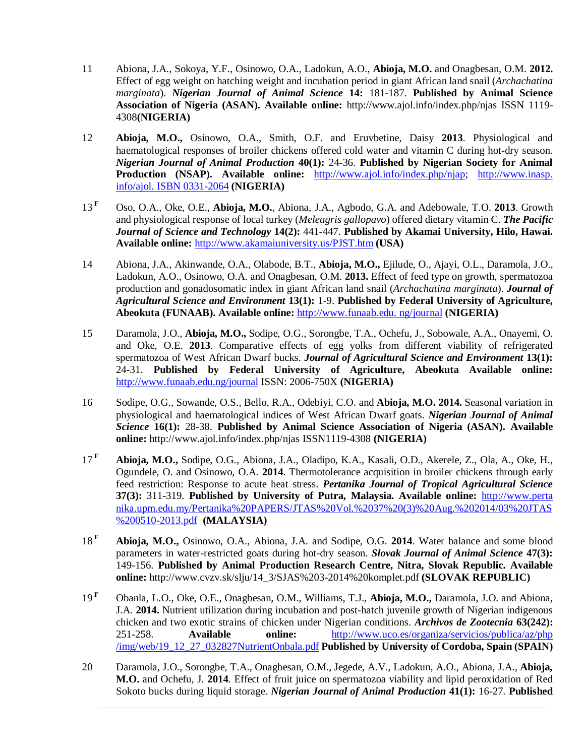11 Abiona, J.A., Sokoya, Y.F., Osinowo, O.A., Ladokun, A.O., **Abioja, M.O.** and Onagbesan, O.M. **2012.** Effect of egg weight on hatching weight and incubation period in giant African land snail (*Archachatina marginata*). ***Nigerian Journal of Animal Science*** **14:** 181-187. **Published by Animal Science Association of Nigeria (ASAN). Available online:** http://www.ajol.info/index.php/njas ISSN 1119-4308**(NIGERIA)**

12 **Abioja, M.O.,** Osinowo, O.A., Smith, O.F. and Eruvbetine, Daisy **2013**. Physiological and haematological responses of broiler chickens offered cold water and vitamin C during hot-dry season. ***Nigerian Journal of Animal Production*** **40(1):** 24-36. **Published by Nigerian Society for Animal Production (NSAP). Available online:** http://www.ajol.info/index.php/njap; http://www.inasp.info/ajol. ISBN 0331-2064 **(NIGERIA)**

13[F] Oso, O.A., Oke, O.E., **Abioja, M.O.**, Abiona, J.A., Agbodo, G.A. and Adebowale, T.O. **2013**. Growth and physiological response of local turkey (*Meleagris gallopavo*) offered dietary vitamin C. ***The Pacific Journal of Science and Technology*** **14(2):** 441-447. **Published by Akamai University, Hilo, Hawai. Available online:** http://www.akamaiuniversity.us/PJST.htm **(USA)**

14 Abiona, J.A., Akinwande, O.A., Olabode, B.T., **Abioja, M.O.,** Ejilude, O., Ajayi, O.L., Daramola, J.O., Ladokun, A.O., Osinowo, O.A. and Onagbesan, O.M. **2013.** Effect of feed type on growth, spermatozoa production and gonadosomatic index in giant African land snail (*Archachatina marginata*). ***Journal of Agricultural Science and Environment*** **13(1):** 1-9. **Published by Federal University of Agriculture, Abeokuta (FUNAAB). Available online:** http://www.funaab.edu. ng/journal **(NIGERIA)**

15 Daramola, J.O., **Abioja, M.O.,** Sodipe, O.G., Sorongbe, T.A., Ochefu, J., Sobowale, A.A., Onayemi, O. and Oke, O.E. **2013**. Comparative effects of egg yolks from different viability of refrigerated spermatozoa of West African Dwarf bucks. ***Journal of Agricultural Science and Environment*** **13(1):** 24-31. **Published by Federal University of Agriculture, Abeokuta Available online:** http://www.funaab.edu.ng/journal ISSN: 2006-750X **(NIGERIA)**

16 Sodipe, O.G., Sowande, O.S., Bello, R.A., Odebiyi, C.O. and **Abioja, M.O. 2014.** Seasonal variation in physiological and haematological indices of West African Dwarf goats. ***Nigerian Journal of Animal Science*** **16(1):** 28-38. **Published by Animal Science Association of Nigeria (ASAN). Available online:** http://www.ajol.info/index.php/njas ISSN1119-4308 **(NIGERIA)**

17[F] **Abioja, M.O.,** Sodipe, O.G., Abiona, J.A., Oladipo, K.A., Kasali, O.D., Akerele, Z., Ola, A., Oke, H., Ogundele, O. and Osinowo, O.A. **2014**. Thermotolerance acquisition in broiler chickens through early feed restriction: Response to acute heat stress. ***Pertanika Journal of Tropical Agricultural Science*** **37(3):** 311-319. **Published by University of Putra, Malaysia. Available online:** http://www.pertanika.upm.edu.my/Pertanika%20PAPERS/JTAS%20Vol.%2037%20(3)%20Aug.%202014/03%20JTAS%200510-2013.pdf **(MALAYSIA)**

18[F] **Abioja, M.O.,** Osinowo, O.A., Abiona, J.A. and Sodipe, O.G. **2014**. Water balance and some blood parameters in water-restricted goats during hot-dry season. ***Slovak Journal of Animal Science*** **47(3):** 149-156. **Published by Animal Production Research Centre, Nitra, Slovak Republic. Available online:** http://www.cvzv.sk/slju/14_3/SJAS%203-2014%20komplet.pdf **(SLOVAK REPUBLIC)**

19[F] Obanla, L.O., Oke, O.E., Onagbesan, O.M., Williams, T.J., **Abioja, M.O.,** Daramola, J.O. and Abiona, J.A. **2014.** Nutrient utilization during incubation and post-hatch juvenile growth of Nigerian indigenous chicken and two exotic strains of chicken under Nigerian conditions. ***Archivos de Zootecnia*** **63(242):** 251-258. **Available online:** http://www.uco.es/organiza/servicios/publica/az/php/img/web/19_12_27_032827NutrientOnbala.pdf **Published by University of Cordoba, Spain (SPAIN)**

20 Daramola, J.O., Sorongbe, T.A., Onagbesan, O.M., Jegede, A.V., Ladokun, A.O., Abiona, J.A., **Abioja, M.O.** and Ochefu, J. **2014**. Effect of fruit juice on spermatozoa viability and lipid peroxidation of Red Sokoto bucks during liquid storage. ***Nigerian Journal of Animal Production*** **41(1):** 16-27. **Published**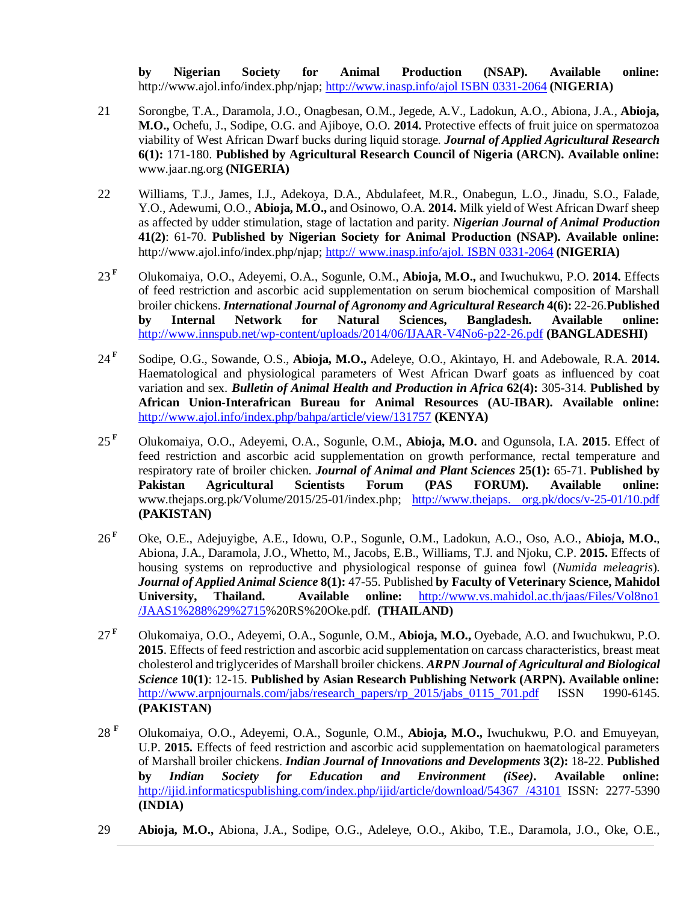**by Nigerian Society for Animal Production (NSAP). Available online:** http://www.ajol.info/index.php/njap; http://www.inasp.info/ajol ISBN 0331-2064 **(NIGERIA)**

21 Sorongbe, T.A., Daramola, J.O., Onagbesan, O.M., Jegede, A.V., Ladokun, A.O., Abiona, J.A., **Abioja, M.O.,** Ochefu, J., Sodipe, O.G. and Ajiboye, O.O. **2014.** Protective effects of fruit juice on spermatozoa viability of West African Dwarf bucks during liquid storage. ***Journal of Applied Agricultural Research* 6(1):** 171-180. **Published by Agricultural Research Council of Nigeria (ARCN). Available online:** www.jaar.ng.org **(NIGERIA)**

22 Williams, T.J., James, I.J., Adekoya, D.A., Abdulafeet, M.R., Onabegun, L.O., Jinadu, S.O., Falade, Y.O., Adewumi, O.O., **Abioja, M.O.,** and Osinowo, O.A. **2014.** Milk yield of West African Dwarf sheep as affected by udder stimulation, stage of lactation and parity. ***Nigerian Journal of Animal Production* 41(2)**: 61-70. **Published by Nigerian Society for Animal Production (NSAP). Available online:** http://www.ajol.info/index.php/njap; http:// www.inasp.info/ajol. ISBN 0331-2064 **(NIGERIA)**

23 [F] Olukomaiya, O.O., Adeyemi, O.A., Sogunle, O.M., **Abioja, M.O.,** and Iwuchukwu, P.O. **2014.** Effects of feed restriction and ascorbic acid supplementation on serum biochemical composition of Marshall broiler chickens. ***International Journal of Agronomy and Agricultural Research* 4(6):** 22-26.**Published by Internal Network for Natural Sciences, Bangladesh. Available online:** http://www.innspub.net/wp-content/uploads/2014/06/IJAAR-V4No6-p22-26.pdf **(BANGLADESHI)**

24 [F] Sodipe, O.G., Sowande, O.S., **Abioja, M.O.,** Adeleye, O.O., Akintayo, H. and Adebowale, R.A. **2014.** Haematological and physiological parameters of West African Dwarf goats as influenced by coat variation and sex. ***Bulletin of Animal Health and Production in Africa* 62(4):** 305-314. **Published by African Union-Interafrican Bureau for Animal Resources (AU-IBAR). Available online:** http://www.ajol.info/index.php/bahpa/article/view/131757 **(KENYA)**

25 [F] Olukomaiya, O.O., Adeyemi, O.A., Sogunle, O.M., **Abioja, M.O.** and Ogunsola, I.A. **2015**. Effect of feed restriction and ascorbic acid supplementation on growth performance, rectal temperature and respiratory rate of broiler chicken. ***Journal of Animal and Plant Sciences* 25(1):** 65-71. **Published by Pakistan Agricultural Scientists Forum (PAS FORUM). Available online:** www.thejaps.org.pk/Volume/2015/25-01/index.php; http://www.thejaps. org.pk/docs/v-25-01/10.pdf **(PAKISTAN)**

26 [F] Oke, O.E., Adejuyigbe, A.E., Idowu, O.P., Sogunle, O.M., Ladokun, A.O., Oso, A.O., **Abioja, M.O.**, Abiona, J.A., Daramola, J.O., Whetto, M., Jacobs, E.B., Williams, T.J. and Njoku, C.P. **2015.** Effects of housing systems on reproductive and physiological response of guinea fowl (*Numida meleagris*). ***Journal of Applied Animal Science* 8(1):** 47-55. Published **by Faculty of Veterinary Science, Mahidol University, Thailand. Available online:** http://www.vs.mahidol.ac.th/jaas/Files/Vol8no1/JAAS1%288%29%2715%20RS%20Oke.pdf. **(THAILAND)**

27 [F] Olukomaiya, O.O., Adeyemi, O.A., Sogunle, O.M., **Abioja, M.O.,** Oyebade, A.O. and Iwuchukwu, P.O. **2015**. Effects of feed restriction and ascorbic acid supplementation on carcass characteristics, breast meat cholesterol and triglycerides of Marshall broiler chickens. ***ARPN Journal of Agricultural and Biological Science* 10(1)**: 12-15. **Published by Asian Research Publishing Network (ARPN). Available online:** http://www.arpnjournals.com/jabs/research_papers/rp_2015/jabs_0115_701.pdf ISSN 1990-6145. **(PAKISTAN)**

28 [F] Olukomaiya, O.O., Adeyemi, O.A., Sogunle, O.M., **Abioja, M.O.,** Iwuchukwu, P.O. and Emuyeyan, U.P. **2015.** Effects of feed restriction and ascorbic acid supplementation on haematological parameters of Marshall broiler chickens. ***Indian Journal of Innovations and Developments* 3(2):** 18-22. **Published by *Indian Society for Education and Environment (iSee)*. Available online:** http://ijid.informaticspublishing.com/index.php/ijid/article/download/54367 /43101 ISSN: 2277-5390 **(INDIA)**

29 **Abioja, M.O.,** Abiona, J.A., Sodipe, O.G., Adeleye, O.O., Akibo, T.E., Daramola, J.O., Oke, O.E.,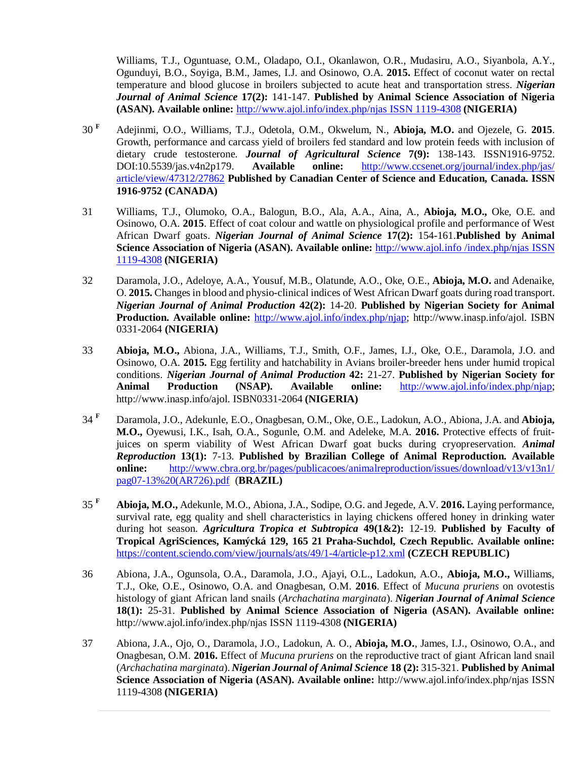Williams, T.J., Oguntuase, O.M., Oladapo, O.I., Okanlawon, O.R., Mudasiru, A.O., Siyanbola, A.Y., Ogunduyi, B.O., Soyiga, B.M., James, I.J. and Osinowo, O.A. **2015.** Effect of coconut water on rectal temperature and blood glucose in broilers subjected to acute heat and transportation stress. ***Nigerian Journal of Animal Science*** **17(2):** 141-147. **Published by Animal Science Association of Nigeria (ASAN). Available online:** http://www.ajol.info/index.php/njas ISSN 1119-4308 **(NIGERIA)**

30 [F] Adejinmi, O.O., Williams, T.J., Odetola, O.M., Okwelum, N., **Abioja, M.O.** and Ojezele, G. **2015**. Growth, performance and carcass yield of broilers fed standard and low protein feeds with inclusion of dietary crude testosterone. ***Journal of Agricultural Science*** **7(9):** 138-143. ISSN1916-9752. DOI:10.5539/jas.v4n2p179. **Available online:** http://www.ccsenet.org/journal/index.php/jas/article/view/47312/27862 **Published by Canadian Center of Science and Education, Canada. ISSN 1916-9752 (CANADA)**

31 Williams, T.J., Olumoko, O.A., Balogun, B.O., Ala, A.A., Aina, A., **Abioja, M.O.,** Oke, O.E. and Osinowo, O.A. **2015**. Effect of coat colour and wattle on physiological profile and performance of West African Dwarf goats. ***Nigerian Journal of Animal Science*** **17(2):** 154-161.**Published by Animal Science Association of Nigeria (ASAN). Available online:** http://www.ajol.info /index.php/njas ISSN 1119-4308 **(NIGERIA)**

32 Daramola, J.O., Adeloye, A.A., Yousuf, M.B., Olatunde, A.O., Oke, O.E., **Abioja, M.O.** and Adenaike, O. **2015.** Changes in blood and physio-clinical indices of West African Dwarf goats during road transport. ***Nigerian Journal of Animal Production*** **42(2):** 14-20. **Published by Nigerian Society for Animal Production. Available online:** http://www.ajol.info/index.php/njap; http://www.inasp.info/ajol. ISBN 0331-2064 **(NIGERIA)**

33 **Abioja, M.O.,** Abiona, J.A., Williams, T.J., Smith, O.F., James, I.J., Oke, O.E., Daramola, J.O. and Osinowo, O.A. **2015.** Egg fertility and hatchability in Avians broiler-breeder hens under humid tropical conditions. ***Nigerian Journal of Animal Production*** **42:** 21-27. **Published by Nigerian Society for Animal Production (NSAP). Available online:** http://www.ajol.info/index.php/njap; http://www.inasp.info/ajol. ISBN0331-2064 **(NIGERIA)**

34 [F] Daramola, J.O., Adekunle, E.O., Onagbesan, O.M., Oke, O.E., Ladokun, A.O., Abiona, J.A. and **Abioja, M.O.,** Oyewusi, I.K., Isah, O.A., Sogunle, O.M. and Adeleke, M.A. **2016.** Protective effects of fruit-juices on sperm viability of West African Dwarf goat bucks during cryopreservation. ***Animal Reproduction*** **13(1):** 7-13. **Published by Brazilian College of Animal Reproduction. Available online:** http://www.cbra.org.br/pages/publicacoes/animalreproduction/issues/download/v13/v13n1/pag07-13%20(AR726).pdf (**BRAZIL)**

35 [F] **Abioja, M.O.,** Adekunle, M.O., Abiona, J.A., Sodipe, O.G. and Jegede, A.V. **2016.** Laying performance, survival rate, egg quality and shell characteristics in laying chickens offered honey in drinking water during hot season. ***Agricultura Tropica et Subtropica*** **49(1&2):** 12-19. **Published by Faculty of Tropical AgriSciences, Kamýcká 129, 165 21 Praha-Suchdol, Czech Republic. Available online:** https://content.sciendo.com/view/journals/ats/49/1-4/article-p12.xml **(CZECH REPUBLIC)**

36 Abiona, J.A., Ogunsola, O.A., Daramola, J.O., Ajayi, O.L., Ladokun, A.O., **Abioja, M.O.,** Williams, T.J., Oke, O.E., Osinowo, O.A. and Onagbesan, O.M. **2016**. Effect of *Mucuna pruriens* on ovotestis histology of giant African land snails (*Archachatina marginata*). ***Nigerian Journal of Animal Science*** **18(1):** 25-31. **Published by Animal Science Association of Nigeria (ASAN). Available online:** http://www.ajol.info/index.php/njas ISSN 1119-4308 **(NIGERIA)**

37 Abiona, J.A., Ojo, O., Daramola, J.O., Ladokun, A. O., **Abioja, M.O.**, James, I.J., Osinowo, O.A., and Onagbesan, O.M. **2016.** Effect of *Mucuna pruriens* on the reproductive tract of giant African land snail (*Archachatina marginata*). ***Nigerian Journal of Animal Science*** **18 (2):** 315-321. **Published by Animal Science Association of Nigeria (ASAN). Available online:** http://www.ajol.info/index.php/njas ISSN 1119-4308 **(NIGERIA)**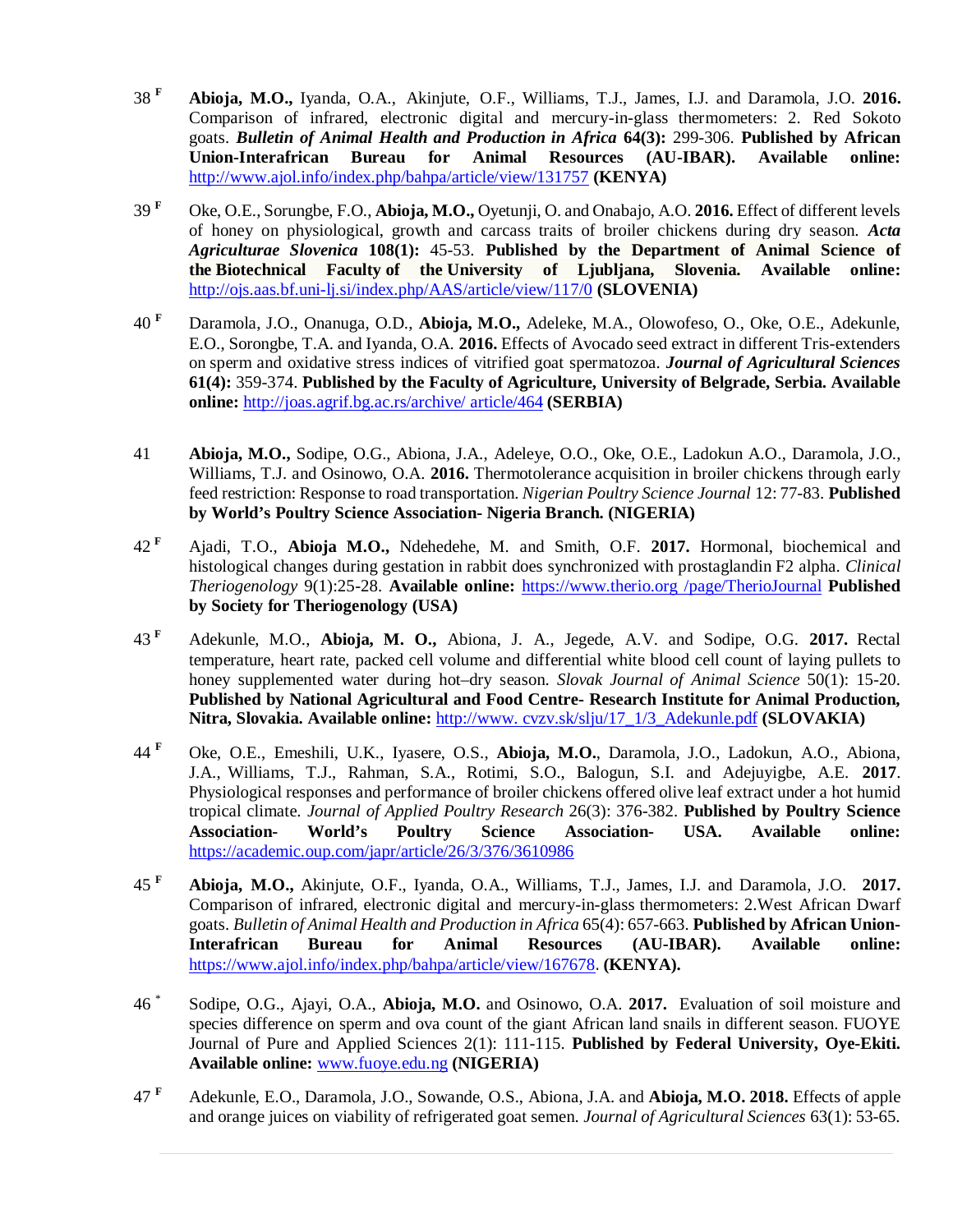38 [F] **Abioja, M.O.,** Iyanda, O.A., Akinjute, O.F., Williams, T.J., James, I.J. and Daramola, J.O. **2016.** Comparison of infrared, electronic digital and mercury-in-glass thermometers: 2. Red Sokoto goats. ***Bulletin of Animal Health and Production in Africa* 64(3):** 299-306. **Published by African Union-Interafrican Bureau for Animal Resources (AU-IBAR). Available online:** http://www.ajol.info/index.php/bahpa/article/view/131757 **(KENYA)**

39 [F] Oke, O.E., Sorungbe, F.O., **Abioja, M.O.,** Oyetunji, O. and Onabajo, A.O. **2016.** Effect of different levels of honey on physiological, growth and carcass traits of broiler chickens during dry season. ***Acta Agriculturae Slovenica* 108(1):** 45-53. **Published by the Department of Animal Science of the Biotechnical Faculty of the University of Ljubljana, Slovenia. Available online:** http://ojs.aas.bf.uni-lj.si/index.php/AAS/article/view/117/0 **(SLOVENIA)**

40 [F] Daramola, J.O., Onanuga, O.D., **Abioja, M.O.,** Adeleke, M.A., Olowofeso, O., Oke, O.E., Adekunle, E.O., Sorungbe, T.A. and Iyanda, O.A. **2016.** Effects of Avocado seed extract in different Tris-extenders on sperm and oxidative stress indices of vitrified goat spermatozoa. ***Journal of Agricultural Sciences* 61(4):** 359-374. **Published by the Faculty of Agriculture, University of Belgrade, Serbia. Available online:** http://joas.agrif.bg.ac.rs/archive/ article/464 **(SERBIA)**

41 **Abioja, M.O.,** Sodipe, O.G., Abiona, J.A., Adeleye, O.O., Oke, O.E., Ladokun A.O., Daramola, J.O., Williams, T.J. and Osinowo, O.A. **2016.** Thermotolerance acquisition in broiler chickens through early feed restriction: Response to road transportation. *Nigerian Poultry Science Journal* 12: 77-83. **Published by World's Poultry Science Association- Nigeria Branch. (NIGERIA)**

42 [F] Ajadi, T.O., **Abioja M.O.,** Ndehedehe, M. and Smith, O.F. **2017.** Hormonal, biochemical and histological changes during gestation in rabbit does synchronized with prostaglandin F2 alpha. *Clinical Theriogenology* 9(1):25-28. **Available online:** https://www.therio.org /page/TherioJournal **Published by Society for Theriogenology (USA)**

43 [F] Adekunle, M.O., **Abioja, M. O.,** Abiona, J. A., Jegede, A.V. and Sodipe, O.G. **2017.** Rectal temperature, heart rate, packed cell volume and differential white blood cell count of laying pullets to honey supplemented water during hot–dry season. *Slovak Journal of Animal Science* 50(1): 15-20. **Published by National Agricultural and Food Centre- Research Institute for Animal Production, Nitra, Slovakia. Available online:** http://www. cvzv.sk/slju/17_1/3_Adekunle.pdf **(SLOVAKIA)**

44 [F] Oke, O.E., Emeshili, U.K., Iyasere, O.S., **Abioja, M.O.**, Daramola, J.O., Ladokun, A.O., Abiona, J.A., Williams, T.J., Rahman, S.A., Rotimi, S.O., Balogun, S.I. and Adejuyigbe, A.E. **2017**. Physiological responses and performance of broiler chickens offered olive leaf extract under a hot humid tropical climate. *Journal of Applied Poultry Research* 26(3): 376-382. **Published by Poultry Science Association- World's Poultry Science Association- USA. Available online:** https://academic.oup.com/japr/article/26/3/376/3610986

45 [F] **Abioja, M.O.,** Akinjute, O.F., Iyanda, O.A., Williams, T.J., James, I.J. and Daramola, J.O. **2017.** Comparison of infrared, electronic digital and mercury-in-glass thermometers: 2.West African Dwarf goats. *Bulletin of Animal Health and Production in Africa* 65(4): 657-663. **Published by African Union-Interafrican Bureau for Animal Resources (AU-IBAR). Available online:** https://www.ajol.info/index.php/bahpa/article/view/167678. **(KENYA).**

46 [*] Sodipe, O.G., Ajayi, O.A., **Abioja, M.O.** and Osinowo, O.A. **2017.** Evaluation of soil moisture and species difference on sperm and ova count of the giant African land snails in different season. FUOYE Journal of Pure and Applied Sciences 2(1): 111-115. **Published by Federal University, Oye-Ekiti. Available online:** www.fuoye.edu.ng **(NIGERIA)**

47 [F] Adekunle, E.O., Daramola, J.O., Sowande, O.S., Abiona, J.A. and **Abioja, M.O. 2018.** Effects of apple and orange juices on viability of refrigerated goat semen. *Journal of Agricultural Sciences* 63(1): 53-65.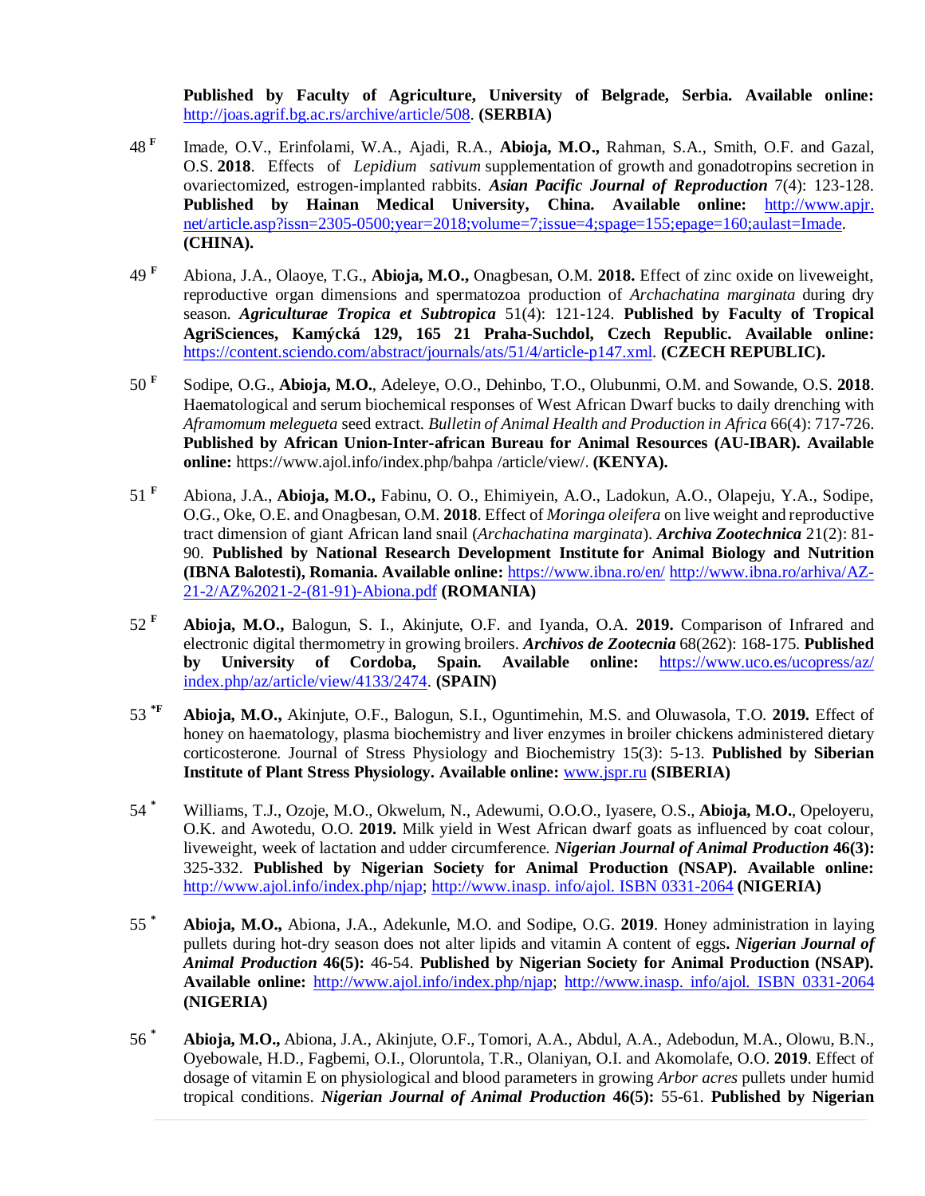**Published by Faculty of Agriculture, University of Belgrade, Serbia. Available online:** http://joas.agrif.bg.ac.rs/archive/article/508. **(SERBIA)**

48 [F] Imade, O.V., Erinfolami, W.A., Ajadi, R.A., **Abioja, M.O.,** Rahman, S.A., Smith, O.F. and Gazal, O.S. **2018**. Effects of *Lepidium sativum* supplementation of growth and gonadotropins secretion in ovariectomized, estrogen-implanted rabbits. ***Asian Pacific Journal of Reproduction*** 7(4): 123-128. **Published by Hainan Medical University, China. Available online:** http://www.apjr.net/article.asp?issn=2305-0500;year=2018;volume=7;issue=4;spage=155;epage=160;aulast=Imade. **(CHINA).**

49 [F] Abiona, J.A., Olaoye, T.G., **Abioja, M.O.,** Onagbesan, O.M. **2018.** Effect of zinc oxide on liveweight, reproductive organ dimensions and spermatozoa production of *Archachatina marginata* during dry season. ***Agriculturae Tropica et Subtropica*** 51(4): 121-124. **Published by Faculty of Tropical AgriSciences, Kamýcká 129, 165 21 Praha-Suchdol, Czech Republic. Available online:** https://content.sciendo.com/abstract/journals/ats/51/4/article-p147.xml. **(CZECH REPUBLIC).**

50 [F] Sodipe, O.G., **Abioja, M.O.**, Adeleye, O.O., Dehinbo, T.O., Olubunmi, O.M. and Sowande, O.S. **2018**. Haematological and serum biochemical responses of West African Dwarf bucks to daily drenching with *Aframomum melegueta* seed extract. *Bulletin of Animal Health and Production in Africa* 66(4): 717-726. **Published by African Union-Inter-african Bureau for Animal Resources (AU-IBAR). Available online:** https://www.ajol.info/index.php/bahpa /article/view/. **(KENYA).**

51 [F] Abiona, J.A., **Abioja, M.O.,** Fabinu, O. O., Ehimiyein, A.O., Ladokun, A.O., Olapeju, Y.A., Sodipe, O.G., Oke, O.E. and Onagbesan, O.M. **2018**. Effect of *Moringa oleifera* on live weight and reproductive tract dimension of giant African land snail (*Archachatina marginata*). ***Archiva Zootechnica*** 21(2): 81-90. **Published by National Research Development Institute for Animal Biology and Nutrition (IBNA Balotesti), Romania. Available online:** https://www.ibna.ro/en/ http://www.ibna.ro/arhiva/AZ-21-2/AZ%2021-2-(81-91)-Abiona.pdf **(ROMANIA)**

52 [F] **Abioja, M.O.,** Balogun, S. I., Akinjute, O.F. and Iyanda, O.A. **2019.** Comparison of Infrared and electronic digital thermometry in growing broilers. ***Archivos de Zootecnia*** 68(262): 168-175. **Published by University of Cordoba, Spain. Available online:** https://www.uco.es/ucopress/az/index.php/az/article/view/4133/2474. **(SPAIN)**

53 [*F] **Abioja, M.O.,** Akinjute, O.F., Balogun, S.I., Oguntimehin, M.S. and Oluwasola, T.O. **2019.** Effect of honey on haematology, plasma biochemistry and liver enzymes in broiler chickens administered dietary corticosterone. Journal of Stress Physiology and Biochemistry 15(3): 5-13. **Published by Siberian Institute of Plant Stress Physiology. Available online:** www.jspr.ru **(SIBERIA)**

54 [*] Williams, T.J., Ozoje, M.O., Okwelum, N., Adewumi, O.O.O., Iyasere, O.S., **Abioja, M.O.**, Opeloyeru, O.K. and Awotedu, O.O. **2019.** Milk yield in West African dwarf goats as influenced by coat colour, liveweight, week of lactation and udder circumference. ***Nigerian Journal of Animal Production* 46(3):** 325-332. **Published by Nigerian Society for Animal Production (NSAP). Available online:** http://www.ajol.info/index.php/njap; http://www.inasp. info/ajol. ISBN 0331-2064 **(NIGERIA)**

55 [*] **Abioja, M.O.,** Abiona, J.A., Adekunle, M.O. and Sodipe, O.G. **2019**. Honey administration in laying pullets during hot-dry season does not alter lipids and vitamin A content of eggs**. *Nigerian Journal of Animal Production*** **46(5):** 46-54. **Published by Nigerian Society for Animal Production (NSAP). Available online:** http://www.ajol.info/index.php/njap; http://www.inasp. info/ajol. ISBN 0331-2064 **(NIGERIA)**

56 [*] **Abioja, M.O.,** Abiona, J.A., Akinjute, O.F., Tomori, A.A., Abdul, A.A., Adebodun, M.A., Olowu, B.N., Oyebowale, H.D., Fagbemi, O.I., Oloruntola, T.R., Olaniyan, O.I. and Akomolafe, O.O. **2019**. Effect of dosage of vitamin E on physiological and blood parameters in growing *Arbor acres* pullets under humid tropical conditions. ***Nigerian Journal of Animal Production*** **46(5):** 55-61. **Published by Nigerian**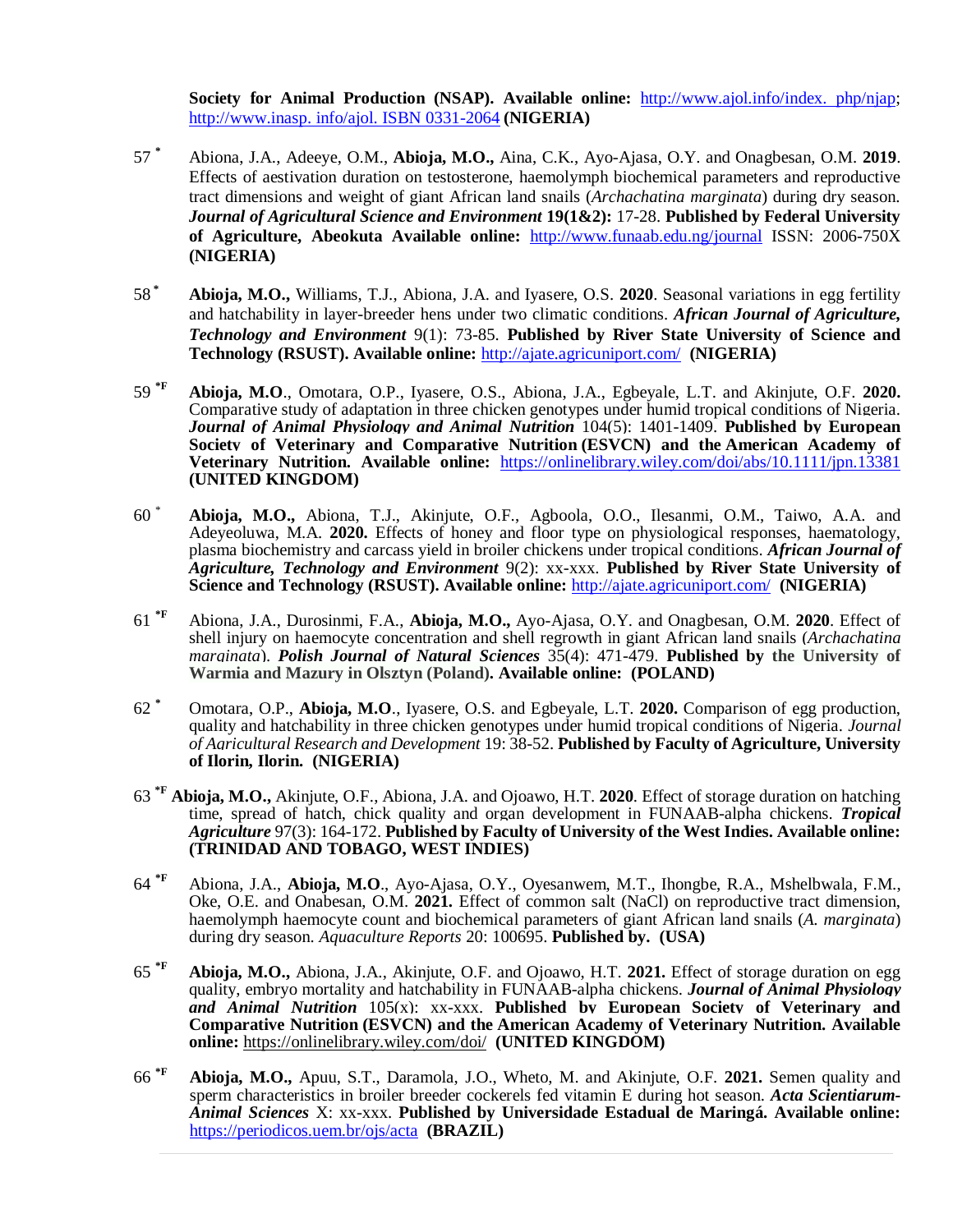**Society for Animal Production (NSAP). Available online:** http://www.ajol.info/index. php/njap; http://www.inasp. info/ajol. ISBN 0331-2064 **(NIGERIA)**

57 [*] Abiona, J.A., Adeeye, O.M., **Abioja, M.O.,** Aina, C.K., Ayo-Ajasa, O.Y. and Onagbesan, O.M. **2019**. Effects of aestivation duration on testosterone, haemolymph biochemical parameters and reproductive tract dimensions and weight of giant African land snails (*Archachatina marginata*) during dry season. ***Journal of Agricultural Science and Environment*** **19(1&2):** 17-28. **Published by Federal University of Agriculture, Abeokuta Available online:** http://www.funaab.edu.ng/journal ISSN: 2006-750X **(NIGERIA)**

58 [*] **Abioja, M.O.,** Williams, T.J., Abiona, J.A. and Iyasere, O.S. **2020**. Seasonal variations in egg fertility and hatchability in layer-breeder hens under two climatic conditions. ***African Journal of Agriculture, Technology and Environment*** 9(1): 73-85. **Published by River State University of Science and Technology (RSUST). Available online:** http://ajate.agricuniport.com/ **(NIGERIA)**

59 [*F] **Abioja, M.O**., Omotara, O.P., Iyasere, O.S., Abiona, J.A., Egbeyale, L.T. and Akinjute, O.F. **2020.** Comparative study of adaptation in three chicken genotypes under humid tropical conditions of Nigeria. ***Journal of Animal Physiology and Animal Nutrition*** 104(5): 1401-1409. **Published by European Society of Veterinary and Comparative Nutrition (ESVCN) and the American Academy of Veterinary Nutrition. Available online:** https://onlinelibrary.wiley.com/doi/abs/10.1111/jpn.13381 **(UNITED KINGDOM)**

60 [*] **Abioja, M.O.,** Abiona, T.J., Akinjute, O.F., Agboola, O.O., Ilesanmi, O.M., Taiwo, A.A. and Adeyeoluwa, M.A. **2020.** Effects of honey and floor type on physiological responses, haematology, plasma biochemistry and carcass yield in broiler chickens under tropical conditions. ***African Journal of Agriculture, Technology and Environment*** 9(2): xx-xxx. **Published by River State University of Science and Technology (RSUST). Available online:** http://ajate.agricuniport.com/ **(NIGERIA)**

61 [*F] Abiona, J.A., Durosinmi, F.A., **Abioja, M.O.,** Ayo-Ajasa, O.Y. and Onagbesan, O.M. **2020**. Effect of shell injury on haemocyte concentration and shell regrowth in giant African land snails (*Archachatina marginata*). ***Polish Journal of Natural Sciences*** 35(4): 471-479. **Published by the University of Warmia and Mazury in Olsztyn (Poland). Available online: (POLAND)**

62 [*] Omotara, O.P., **Abioja, M.O**., Iyasere, O.S. and Egbeyale, L.T. **2020.** Comparison of egg production, quality and hatchability in three chicken genotypes under humid tropical conditions of Nigeria. *Journal of Agricultural Research and Development* 19: 38-52. **Published by Faculty of Agriculture, University of Ilorin, Ilorin. (NIGERIA)**

63 [*F] **Abioja, M.O.,** Akinjute, O.F., Abiona, J.A. and Ojoawo, H.T. **2020**. Effect of storage duration on hatching time, spread of hatch, chick quality and organ development in FUNAAB-alpha chickens. ***Tropical Agriculture*** 97(3): 164-172. **Published by Faculty of University of the West Indies. Available online: (TRINIDAD AND TOBAGO, WEST INDIES)**

64 [*F] Abiona, J.A., **Abioja, M.O**., Ayo-Ajasa, O.Y., Oyesanwem, M.T., Ihongbe, R.A., Mshelbwala, F.M., Oke, O.E. and Onabesan, O.M. **2021.** Effect of common salt (NaCl) on reproductive tract dimension, haemolymph haemocyte count and biochemical parameters of giant African land snails (*A. marginata*) during dry season. *Aquaculture Reports* 20: 100695. **Published by. (USA)**

65 [*F] **Abioja, M.O.,** Abiona, J.A., Akinjute, O.F. and Ojoawo, H.T. **2021.** Effect of storage duration on egg quality, embryo mortality and hatchability in FUNAAB-alpha chickens. ***Journal of Animal Physiology and Animal Nutrition*** 105(x): xx-xxx. **Published by European Society of Veterinary and Comparative Nutrition (ESVCN) and the American Academy of Veterinary Nutrition. Available online:** https://onlinelibrary.wiley.com/doi/ **(UNITED KINGDOM)**

66 [*F] **Abioja, M.O.,** Apuu, S.T., Daramola, J.O., Wheto, M. and Akinjute, O.F. **2021.** Semen quality and sperm characteristics in broiler breeder cockerels fed vitamin E during hot season. ***Acta Scientiarum-Animal Sciences*** X: xx-xxx. **Published by Universidade Estadual de Maringá. Available online:** https://periodicos.uem.br/ojs/acta **(BRAZIL)**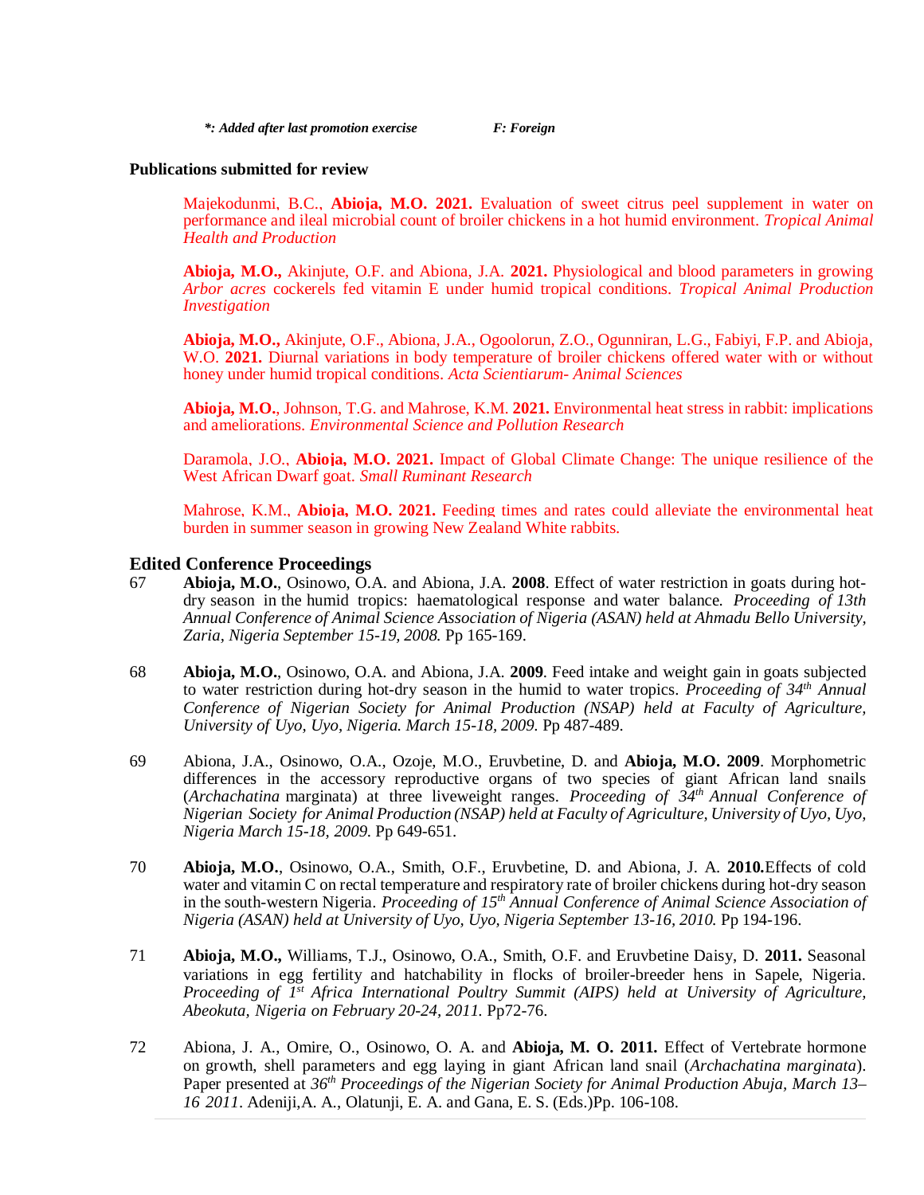***: Added after last promotion exercise** **F: Foreign**

**Publications submitted for review**

Majekodunmi, B.C., **Abioja, M.O. 2021.** Evaluation of sweet citrus peel supplement in water on performance and ileal microbial count of broiler chickens in a hot humid environment. *Tropical Animal Health and Production*

**Abioja, M.O.,** Akinjute, O.F. and Abiona, J.A. **2021.** Physiological and blood parameters in growing *Arbor acres* cockerels fed vitamin E under humid tropical conditions. *Tropical Animal Production Investigation*

**Abioja, M.O.,** Akinjute, O.F., Abiona, J.A., Ogoolorun, Z.O., Ogunniran, L.G., Fabiyi, F.P. and Abioja, W.O. **2021.** Diurnal variations in body temperature of broiler chickens offered water with or without honey under humid tropical conditions. *Acta Scientiarum- Animal Sciences*

**Abioja, M.O.**, Johnson, T.G. and Mahrose, K.M. **2021.** Environmental heat stress in rabbit: implications and ameliorations. *Environmental Science and Pollution Research*

Daramola, J.O., **Abioja, M.O. 2021.** Impact of Global Climate Change: The unique resilience of the West African Dwarf goat. *Small Ruminant Research*

Mahrose, K.M., **Abioja, M.O. 2021.** Feeding times and rates could alleviate the environmental heat burden in summer season in growing New Zealand White rabbits.

## Edited Conference Proceedings

67 **Abioja, M.O.**, Osinowo, O.A. and Abiona, J.A. **2008**. Effect of water restriction in goats during hot-dry season in the humid tropics: haematological response and water balance. *Proceeding of 13th Annual Conference of Animal Science Association of Nigeria (ASAN) held at Ahmadu Bello University, Zaria, Nigeria September 15-19, 2008.* Pp 165-169.

68 **Abioja, M.O.**, Osinowo, O.A. and Abiona, J.A. **2009**. Feed intake and weight gain in goats subjected to water restriction during hot-dry season in the humid to water tropics. *Proceeding of 34th Annual Conference of Nigerian Society for Animal Production (NSAP) held at Faculty of Agriculture, University of Uyo, Uyo, Nigeria. March 15-18, 2009.* Pp 487-489.

69 Abiona, J.A., Osinowo, O.A., Ozoje, M.O., Eruvbetine, D. and **Abioja, M.O. 2009**. Morphometric differences in the accessory reproductive organs of two species of giant African land snails (*Archachatina* marginata) at three liveweight ranges. *Proceeding of 34th Annual Conference of Nigerian Society for Animal Production (NSAP) held at Faculty of Agriculture, University of Uyo, Uyo, Nigeria March 15-18, 2009.* Pp 649-651.

70 **Abioja, M.O.**, Osinowo, O.A., Smith, O.F., Eruvbetine, D. and Abiona, J. A. **2010.**Effects of cold water and vitamin C on rectal temperature and respiratory rate of broiler chickens during hot-dry season in the south-western Nigeria. *Proceeding of 15th Annual Conference of Animal Science Association of Nigeria (ASAN) held at University of Uyo, Uyo, Nigeria September 13-16, 2010.* Pp 194-196.

71 **Abioja, M.O.,** Williams, T.J., Osinowo, O.A., Smith, O.F. and Eruvbetine Daisy, D. **2011.** Seasonal variations in egg fertility and hatchability in flocks of broiler-breeder hens in Sapele, Nigeria. *Proceeding of 1st Africa International Poultry Summit (AIPS) held at University of Agriculture, Abeokuta, Nigeria on February 20-24, 2011.* Pp72-76.

72 Abiona, J. A., Omire, O., Osinowo, O. A. and **Abioja, M. O. 2011.** Effect of Vertebrate hormone on growth, shell parameters and egg laying in giant African land snail (*Archachatina marginata*). Paper presented at *36th Proceedings of the Nigerian Society for Animal Production Abuja, March 13–16 2011*. Adeniji,A. A., Olatunji, E. A. and Gana, E. S. (Eds.)Pp. 106-108.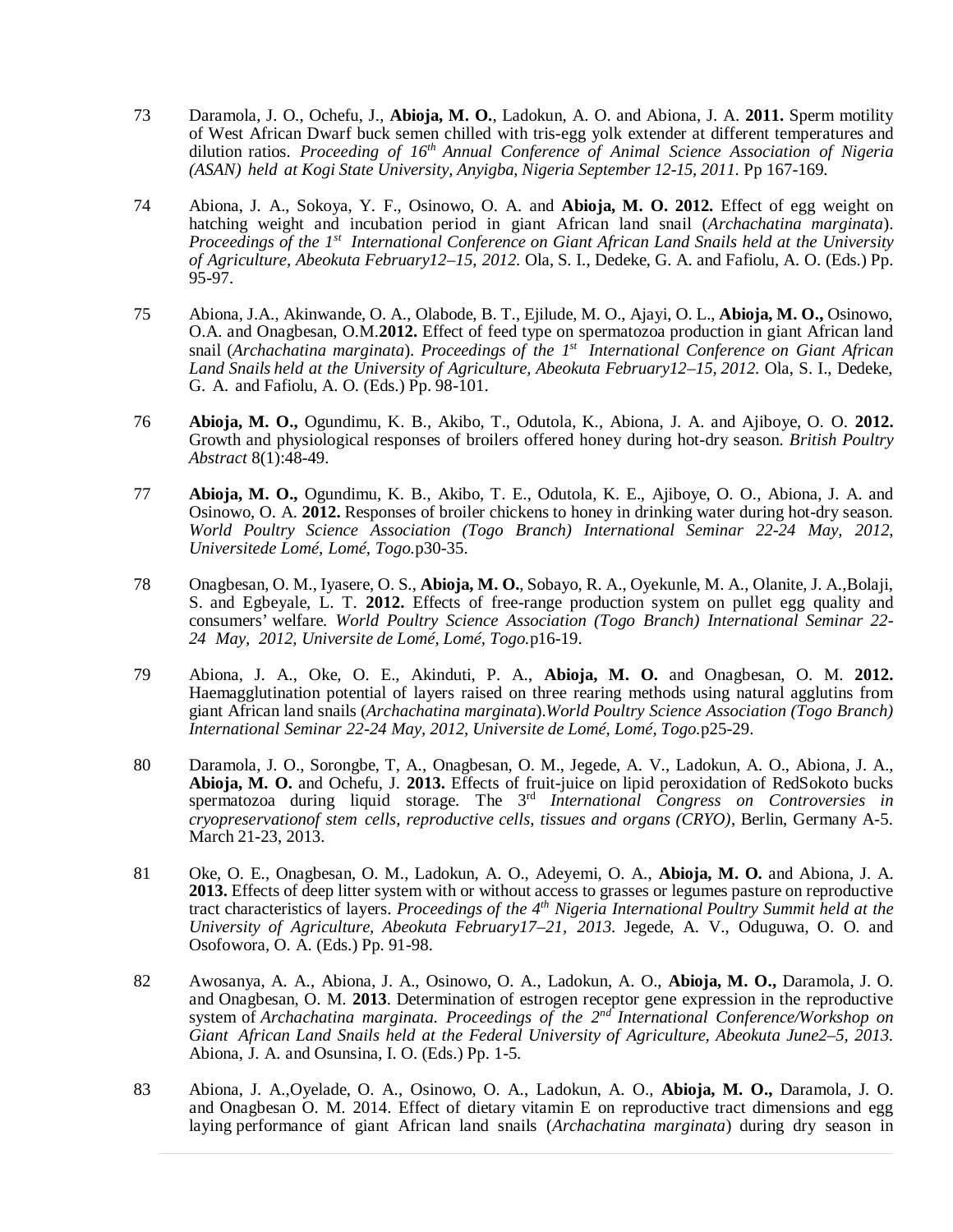73 Daramola, J. O., Ochefu, J., **Abioja, M. O.**, Ladokun, A. O. and Abiona, J. A. **2011.** Sperm motility of West African Dwarf buck semen chilled with tris-egg yolk extender at different temperatures and dilution ratios. *Proceeding of 16th Annual Conference of Animal Science Association of Nigeria (ASAN) held at Kogi State University, Anyigba, Nigeria September 12-15, 2011.* Pp 167-169.

74 Abiona, J. A., Sokoya, Y. F., Osinowo, O. A. and **Abioja, M. O. 2012.** Effect of egg weight on hatching weight and incubation period in giant African land snail (*Archachatina marginata*). *Proceedings of the 1st International Conference on Giant African Land Snails held at the University of Agriculture, Abeokuta February12–15, 2012.* Ola, S. I., Dedeke, G. A. and Fafiolu, A. O. (Eds.) Pp. 95-97.

75 Abiona, J.A., Akinwande, O. A., Olabode, B. T., Ejilude, M. O., Ajayi, O. L., **Abioja, M. O.,** Osinowo, O.A. and Onagbesan, O.M.**2012.** Effect of feed type on spermatozoa production in giant African land snail (*Archachatina marginata*). *Proceedings of the 1st International Conference on Giant African Land Snails held at the University of Agriculture, Abeokuta February12–15, 2012.* Ola, S. I., Dedeke, G. A. and Fafiolu, A. O. (Eds.) Pp. 98-101.

76 **Abioja, M. O.,** Ogundimu, K. B., Akibo, T., Odutola, K., Abiona, J. A. and Ajiboye, O. O. **2012.** Growth and physiological responses of broilers offered honey during hot-dry season. *British Poultry Abstract* 8(1):48-49.

77 **Abioja, M. O.,** Ogundimu, K. B., Akibo, T. E., Odutola, K. E., Ajiboye, O. O., Abiona, J. A. and Osinowo, O. A. **2012.** Responses of broiler chickens to honey in drinking water during hot-dry season. *World Poultry Science Association (Togo Branch) International Seminar 22-24 May, 2012, Universitede Lomé, Lomé, Togo.*p30-35.

78 Onagbesan, O. M., Iyasere, O. S., **Abioja, M. O.**, Sobayo, R. A., Oyekunle, M. A., Olanite, J. A.,Bolaji, S. and Egbeyale, L. T. **2012.** Effects of free-range production system on pullet egg quality and consumers' welfare. *World Poultry Science Association (Togo Branch) International Seminar 22-24 May, 2012, Universite de Lomé, Lomé, Togo.*p16-19.

79 Abiona, J. A., Oke, O. E., Akinduti, P. A., **Abioja, M. O.** and Onagbesan, O. M. **2012.** Haemagglutination potential of layers raised on three rearing methods using natural agglutins from giant African land snails (*Archachatina marginata*).*World Poultry Science Association (Togo Branch) International Seminar 22-24 May, 2012, Universite de Lomé, Lomé, Togo.*p25-29.

80 Daramola, J. O., Sorongbe, T, A., Onagbesan, O. M., Jegede, A. V., Ladokun, A. O., Abiona, J. A., **Abioja, M. O.** and Ochefu, J. **2013.** Effects of fruit-juice on lipid peroxidation of RedSokoto bucks spermatozoa during liquid storage. The 3rd *International Congress on Controversies in cryopreservationof stem cells, reproductive cells, tissues and organs (CRYO)*, Berlin, Germany A-5. March 21-23, 2013.

81 Oke, O. E., Onagbesan, O. M., Ladokun, A. O., Adeyemi, O. A., **Abioja, M. O.** and Abiona, J. A. **2013.** Effects of deep litter system with or without access to grasses or legumes pasture on reproductive tract characteristics of layers. *Proceedings of the 4th Nigeria International Poultry Summit held at the University of Agriculture, Abeokuta February17–21, 2013.* Jegede, A. V., Oduguwa, O. O. and Osofowora, O. A. (Eds.) Pp. 91-98.

82 Awosanya, A. A., Abiona, J. A., Osinowo, O. A., Ladokun, A. O., **Abioja, M. O.,** Daramola, J. O. and Onagbesan, O. M. **2013**. Determination of estrogen receptor gene expression in the reproductive system of *Archachatina marginata. Proceedings of the 2nd International Conference/Workshop on Giant African Land Snails held at the Federal University of Agriculture, Abeokuta June2–5, 2013.* Abiona, J. A. and Osunsina, I. O. (Eds.) Pp. 1-5.

83 Abiona, J. A.,Oyelade, O. A., Osinowo, O. A., Ladokun, A. O., **Abioja, M. O.,** Daramola, J. O. and Onagbesan O. M. 2014. Effect of dietary vitamin E on reproductive tract dimensions and egg laying performance of giant African land snails (*Archachatina marginata*) during dry season in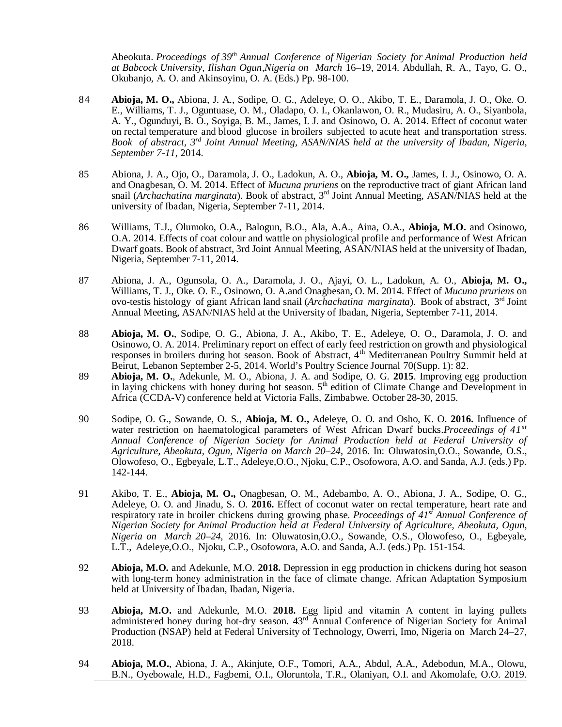Abeokuta. *Proceedings of 39[th] Annual Conference of Nigerian Society for Animal Production held at Babcock University, Ilishan Ogun,Nigeria on March* 16–19, 2014. Abdullah, R. A., Tayo, G. O., Okubanjo, A. O. and Akinsoyinu, O. A. (Eds.) Pp. 98-100.

84 **Abioja, M. O.,** Abiona, J. A., Sodipe, O. G., Adeleye, O. O., Akibo, T. E., Daramola, J. O., Oke. O. E., Williams, T. J., Oguntuase, O. M., Oladapo, O. I., Okanlawon, O. R., Mudasiru, A. O., Siyanbola, A. Y., Ogunduyi, B. O., Soyiga, B. M., James, I. J. and Osinowo, O. A. 2014. Effect of coconut water on rectal temperature and blood glucose in broilers subjected to acute heat and transportation stress. *Book of abstract, 3[rd] Joint Annual Meeting, ASAN/NIAS held at the university of Ibadan, Nigeria, September 7-11,* 2014.

85 Abiona, J. A., Ojo, O., Daramola, J. O., Ladokun, A. O., **Abioja, M. O.,** James, I. J., Osinowo, O. A. and Onagbesan, O. M. 2014. Effect of *Mucuna pruriens* on the reproductive tract of giant African land snail (*Archachatina marginata*). Book of abstract, 3[rd] Joint Annual Meeting, ASAN/NIAS held at the university of Ibadan, Nigeria, September 7-11, 2014.

86 Williams, T.J., Olumoko, O.A., Balogun, B.O., Ala, A.A., Aina, O.A., **Abioja, M.O.** and Osinowo, O.A. 2014. Effects of coat colour and wattle on physiological profile and performance of West African Dwarf goats. Book of abstract, 3rd Joint Annual Meeting, ASAN/NIAS held at the university of Ibadan, Nigeria, September 7-11, 2014.

87 Abiona, J. A., Ogunsola, O. A., Daramola, J. O., Ajayi, O. L., Ladokun, A. O., **Abioja, M. O.,** Williams, T. J., Oke. O. E., Osinowo, O. A.and Onagbesan, O. M. 2014. Effect of *Mucuna pruriens* on ovo-testis histology of giant African land snail (*Archachatina marginata*). Book of abstract, 3[rd] Joint Annual Meeting, ASAN/NIAS held at the University of Ibadan, Nigeria, September 7-11, 2014.

88 **Abioja, M. O.**, Sodipe, O. G., Abiona, J. A., Akibo, T. E., Adeleye, O. O., Daramola, J. O. and Osinowo, O. A. 2014. Preliminary report on effect of early feed restriction on growth and physiological responses in broilers during hot season. Book of Abstract, 4[th] Mediterranean Poultry Summit held at Beirut, Lebanon September 2-5, 2014. World's Poultry Science Journal 70(Supp. 1): 82.

89 **Abioja, M. O.**, Adekunle, M. O., Abiona, J. A. and Sodipe, O. G. **2015**. Improving egg production in laying chickens with honey during hot season. 5[th] edition of Climate Change and Development in Africa (CCDA-V) conference held at Victoria Falls, Zimbabwe. October 28-30, 2015.

90 Sodipe, O. G., Sowande, O. S., **Abioja, M. O.,** Adeleye, O. O. and Osho, K. O. **2016.** Influence of water restriction on haematological parameters of West African Dwarf bucks.*Proceedings of 41[st] Annual Conference of Nigerian Society for Animal Production held at Federal University of Agriculture, Abeokuta, Ogun, Nigeria on March 20–24,* 2016. In: Oluwatosin,O.O., Sowande, O.S., Olowofeso, O., Egbeyale, L.T., Adeleye,O.O., Njoku, C.P., Osofowora, A.O. and Sanda, A.J. (eds.) Pp. 142-144.

91 Akibo, T. E., **Abioja, M. O.,** Onagbesan, O. M., Adebambo, A. O., Abiona, J. A., Sodipe, O. G., Adeleye, O. O. and Jinadu, S. O. **2016.** Effect of coconut water on rectal temperature, heart rate and respiratory rate in broiler chickens during growing phase. *Proceedings of 41[st] Annual Conference of Nigerian Society for Animal Production held at Federal University of Agriculture, Abeokuta, Ogun, Nigeria on March 20–24*, 2016. In: Oluwatosin,O.O., Sowande, O.S., Olowofeso, O., Egbeyale, L.T., Adeleye,O.O., Njoku, C.P., Osofowora, A.O. and Sanda, A.J. (eds.) Pp. 151-154.

92 **Abioja, M.O.** and Adekunle, M.O. **2018.** Depression in egg production in chickens during hot season with long-term honey administration in the face of climate change. African Adaptation Symposium held at University of Ibadan, Ibadan, Nigeria.

93 **Abioja, M.O.** and Adekunle, M.O. **2018.** Egg lipid and vitamin A content in laying pullets administered honey during hot-dry season. 43[rd] Annual Conference of Nigerian Society for Animal Production (NSAP) held at Federal University of Technology, Owerri, Imo, Nigeria on March 24–27, 2018.

94 **Abioja, M.O.**, Abiona, J. A., Akinjute, O.F., Tomori, A.A., Abdul, A.A., Adebodun, M.A., Olowu, B.N., Oyebowale, H.D., Fagbemi, O.I., Oloruntola, T.R., Olaniyan, O.I. and Akomolafe, O.O. 2019.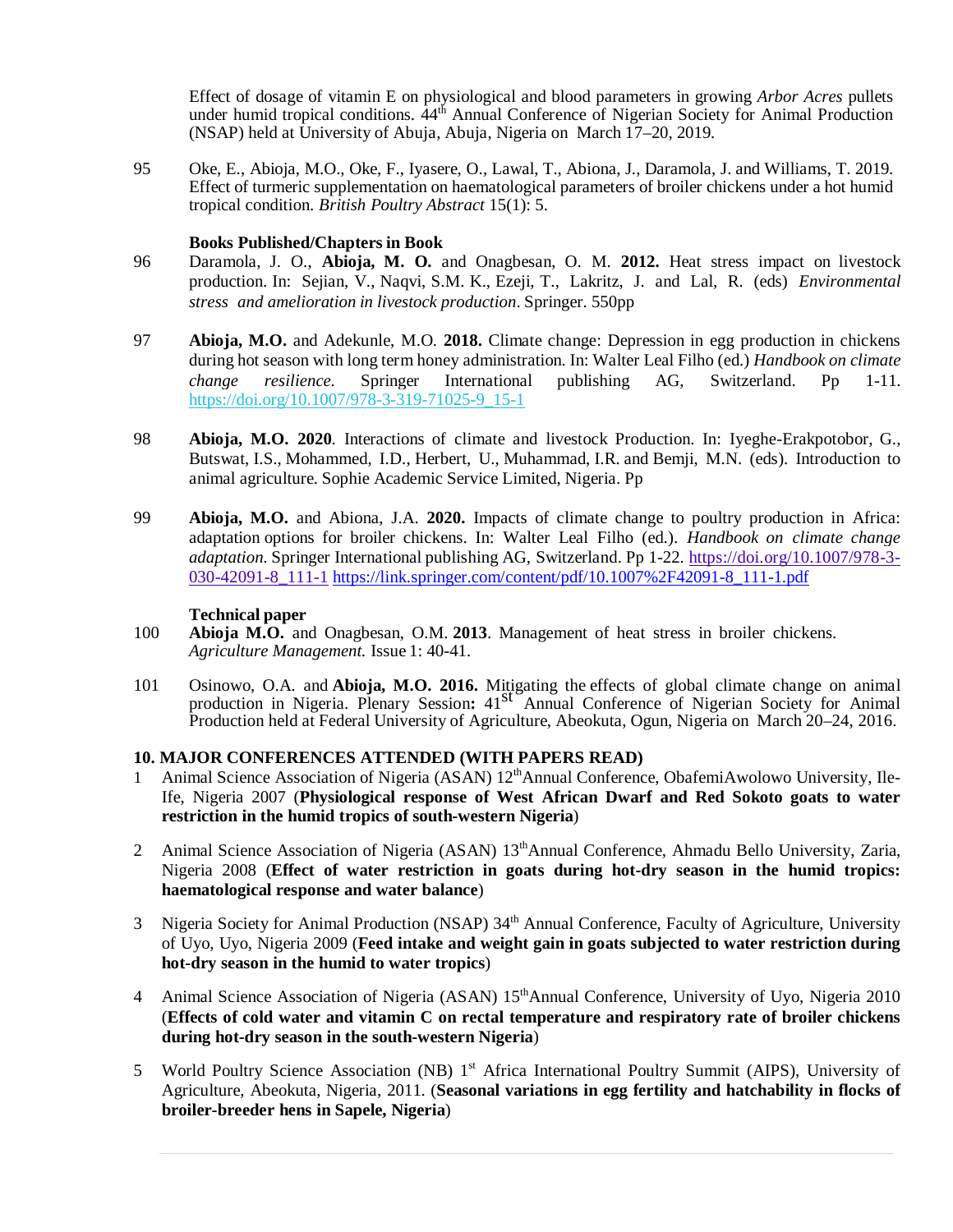Effect of dosage of vitamin E on physiological and blood parameters in growing *Arbor Acres* pullets under humid tropical conditions. 44th Annual Conference of Nigerian Society for Animal Production (NSAP) held at University of Abuja, Abuja, Nigeria on March 17–20, 2019.

95 Oke, E., Abioja, M.O., Oke, F., Iyasere, O., Lawal, T., Abiona, J., Daramola, J. and Williams, T. 2019. Effect of turmeric supplementation on haematological parameters of broiler chickens under a hot humid tropical condition. *British Poultry Abstract* 15(1): 5.

**Books Published/Chapters in Book**

96 Daramola, J. O., **Abioja, M. O.** and Onagbesan, O. M. **2012.** Heat stress impact on livestock production. In: Sejian, V., Naqvi, S.M. K., Ezeji, T., Lakritz, J. and Lal, R. (eds) *Environmental stress and amelioration in livestock production*. Springer. 550pp

97 **Abioja, M.O.** and Adekunle, M.O. **2018.** Climate change: Depression in egg production in chickens during hot season with long term honey administration. In: Walter Leal Filho (ed.) *Handbook on climate change resilience*. Springer International publishing AG, Switzerland. Pp 1-11. https://doi.org/10.1007/978-3-319-71025-9_15-1

98 **Abioja, M.O. 2020**. Interactions of climate and livestock Production. In: Iyeghe-Erakpotobor, G., Butswat, I.S., Mohammed, I.D., Herbert, U., Muhammad, I.R. and Bemji, M.N. (eds). Introduction to animal agriculture. Sophie Academic Service Limited, Nigeria. Pp

99 **Abioja, M.O.** and Abiona, J.A. **2020.** Impacts of climate change to poultry production in Africa: adaptation options for broiler chickens. In: Walter Leal Filho (ed.). *Handbook on climate change adaptation*. Springer International publishing AG, Switzerland. Pp 1-22. https://doi.org/10.1007/978-3-030-42091-8_111-1 https://link.springer.com/content/pdf/10.1007%2F42091-8_111-1.pdf

**Technical paper**

100 **Abioja M.O.** and Onagbesan, O.M. **2013**. Management of heat stress in broiler chickens. *Agriculture Management.* Issue 1: 40-41.

101 Osinowo, O.A. and **Abioja, M.O. 2016.** Mitigating the effects of global climate change on animal production in Nigeria. Plenary Session**:** 41st Annual Conference of Nigerian Society for Animal Production held at Federal University of Agriculture, Abeokuta, Ogun, Nigeria on March 20–24, 2016.

## 10. MAJOR CONFERENCES ATTENDED (WITH PAPERS READ)

1 Animal Science Association of Nigeria (ASAN) 12th Annual Conference, ObafemiAwolowo University, Ile-Ife, Nigeria 2007 (**Physiological response of West African Dwarf and Red Sokoto goats to water restriction in the humid tropics of south-western Nigeria**)

2 Animal Science Association of Nigeria (ASAN) 13th Annual Conference, Ahmadu Bello University, Zaria, Nigeria 2008 (**Effect of water restriction in goats during hot-dry season in the humid tropics: haematological response and water balance**)

3 Nigeria Society for Animal Production (NSAP) 34th Annual Conference, Faculty of Agriculture, University of Uyo, Uyo, Nigeria 2009 (**Feed intake and weight gain in goats subjected to water restriction during hot-dry season in the humid to water tropics**)

4 Animal Science Association of Nigeria (ASAN) 15th Annual Conference, University of Uyo, Nigeria 2010 (**Effects of cold water and vitamin C on rectal temperature and respiratory rate of broiler chickens during hot-dry season in the south-western Nigeria**)

5 World Poultry Science Association (NB) 1st Africa International Poultry Summit (AIPS), University of Agriculture, Abeokuta, Nigeria, 2011. (**Seasonal variations in egg fertility and hatchability in flocks of broiler-breeder hens in Sapele, Nigeria**)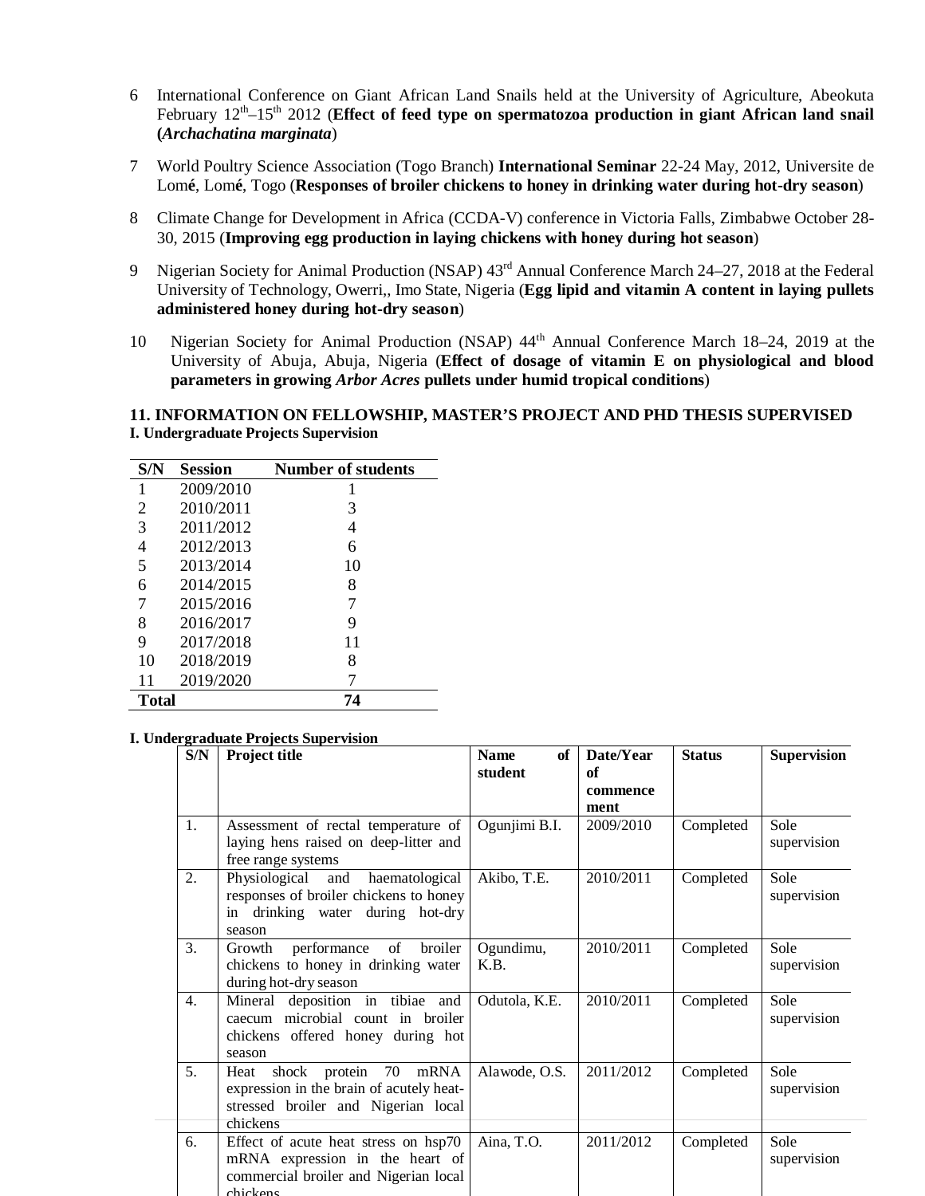6 International Conference on Giant African Land Snails held at the University of Agriculture, Abeokuta February 12th–15th 2012 (**Effect of feed type on spermatozoa production in giant African land snail (*Archachatina marginata*)**)

7 World Poultry Science Association (Togo Branch) **International Seminar** 22-24 May, 2012, Universite de Lom**é**, Lom**é**, Togo (**Responses of broiler chickens to honey in drinking water during hot-dry season**)

8 Climate Change for Development in Africa (CCDA-V) conference in Victoria Falls, Zimbabwe October 28-30, 2015 (**Improving egg production in laying chickens with honey during hot season**)

9 Nigerian Society for Animal Production (NSAP) 43rd Annual Conference March 24–27, 2018 at the Federal University of Technology, Owerri,, Imo State, Nigeria (**Egg lipid and vitamin A content in laying pullets administered honey during hot-dry season**)

10 Nigerian Society for Animal Production (NSAP) 44th Annual Conference March 18–24, 2019 at the University of Abuja, Abuja, Nigeria (**Effect of dosage of vitamin E on physiological and blood parameters in growing *Arbor Acres* pullets under humid tropical conditions**)

## 11. INFORMATION ON FELLOWSHIP, MASTER'S PROJECT AND PHD THESIS SUPERVISED

**I. Undergraduate Projects Supervision**

| S/N | Session | Number of students |
|---|---|---|
| 1 | 2009/2010 | 1 |
| 2 | 2010/2011 | 3 |
| 3 | 2011/2012 | 4 |
| 4 | 2012/2013 | 6 |
| 5 | 2013/2014 | 10 |
| 6 | 2014/2015 | 8 |
| 7 | 2015/2016 | 7 |
| 8 | 2016/2017 | 9 |
| 9 | 2017/2018 | 11 |
| 10 | 2018/2019 | 8 |
| 11 | 2019/2020 | 7 |
| **Total** | | **74** |

**I. Undergraduate Projects Supervision**

| S/N | Project title | Name of student | Date/Year of commencement | Status | Supervision |
|---|---|---|---|---|---|
| 1. | Assessment of rectal temperature of laying hens raised on deep-litter and free range systems | Ogunjimi B.I. | 2009/2010 | Completed | Sole supervision |
| 2. | Physiological and haematological responses of broiler chickens to honey in drinking water during hot-dry season | Akibo, T.E. | 2010/2011 | Completed | Sole supervision |
| 3. | Growth performance of broiler chickens to honey in drinking water during hot-dry season | Ogundimu, K.B. | 2010/2011 | Completed | Sole supervision |
| 4. | Mineral deposition in tibiae and caecum microbial count in broiler chickens offered honey during hot season | Odutola, K.E. | 2010/2011 | Completed | Sole supervision |
| 5. | Heat shock protein 70 mRNA expression in the brain of acutely heat-stressed broiler and Nigerian local chickens | Alawode, O.S. | 2011/2012 | Completed | Sole supervision |
| 6. | Effect of acute heat stress on hsp70 mRNA expression in the heart of commercial broiler and Nigerian local chickens | Aina, T.O. | 2011/2012 | Completed | Sole supervision |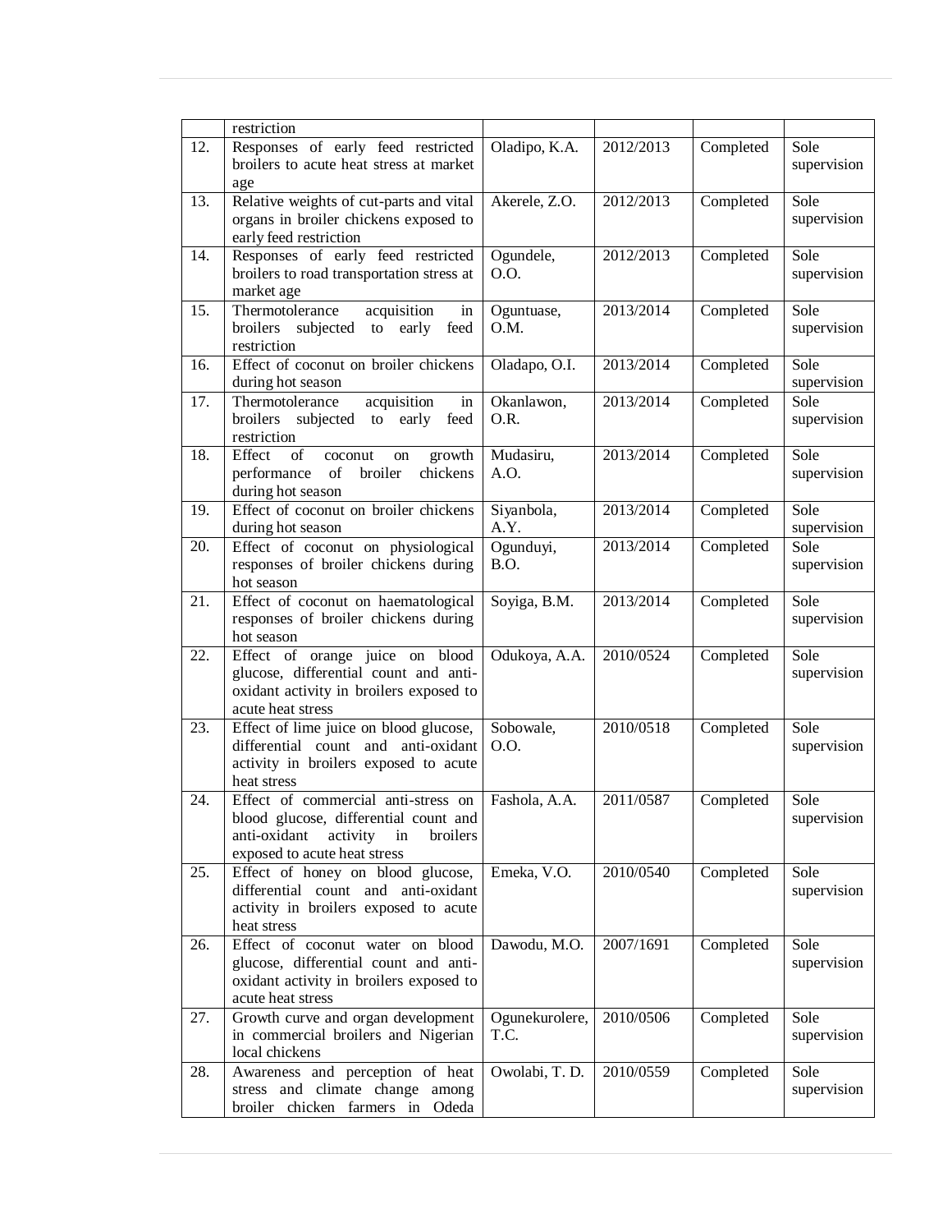| | restriction | | | | |
|---|---|---|---|---|---|
| 12. | Responses of early feed restricted broilers to acute heat stress at market age | Oladipo, K.A. | 2012/2013 | Completed | Sole supervision |
| 13. | Relative weights of cut-parts and vital organs in broiler chickens exposed to early feed restriction | Akerele, Z.O. | 2012/2013 | Completed | Sole supervision |
| 14. | Responses of early feed restricted broilers to road transportation stress at market age | Ogundele, O.O. | 2012/2013 | Completed | Sole supervision |
| 15. | Thermotolerance acquisition in broilers subjected to early feed restriction | Oguntuase, O.M. | 2013/2014 | Completed | Sole supervision |
| 16. | Effect of coconut on broiler chickens during hot season | Oladapo, O.I. | 2013/2014 | Completed | Sole supervision |
| 17. | Thermotolerance acquisition in broilers subjected to early feed restriction | Okanlawon, O.R. | 2013/2014 | Completed | Sole supervision |
| 18. | Effect of coconut on growth performance of broiler chickens during hot season | Mudasiru, A.O. | 2013/2014 | Completed | Sole supervision |
| 19. | Effect of coconut on broiler chickens during hot season | Siyanbola, A.Y. | 2013/2014 | Completed | Sole supervision |
| 20. | Effect of coconut on physiological responses of broiler chickens during hot season | Ogunduyi, B.O. | 2013/2014 | Completed | Sole supervision |
| 21. | Effect of coconut on haematological responses of broiler chickens during hot season | Soyiga, B.M. | 2013/2014 | Completed | Sole supervision |
| 22. | Effect of orange juice on blood glucose, differential count and anti-oxidant activity in broilers exposed to acute heat stress | Odukoya, A.A. | 2010/0524 | Completed | Sole supervision |
| 23. | Effect of lime juice on blood glucose, differential count and anti-oxidant activity in broilers exposed to acute heat stress | Sobowale, O.O. | 2010/0518 | Completed | Sole supervision |
| 24. | Effect of commercial anti-stress on blood glucose, differential count and anti-oxidant activity in broilers exposed to acute heat stress | Fashola, A.A. | 2011/0587 | Completed | Sole supervision |
| 25. | Effect of honey on blood glucose, differential count and anti-oxidant activity in broilers exposed to acute heat stress | Emeka, V.O. | 2010/0540 | Completed | Sole supervision |
| 26. | Effect of coconut water on blood glucose, differential count and anti-oxidant activity in broilers exposed to acute heat stress | Dawodu, M.O. | 2007/1691 | Completed | Sole supervision |
| 27. | Growth curve and organ development in commercial broilers and Nigerian local chickens | Ogunekurolere, T.C. | 2010/0506 | Completed | Sole supervision |
| 28. | Awareness and perception of heat stress and climate change among broiler chicken farmers in Odeda | Owolabi, T. D. | 2010/0559 | Completed | Sole supervision |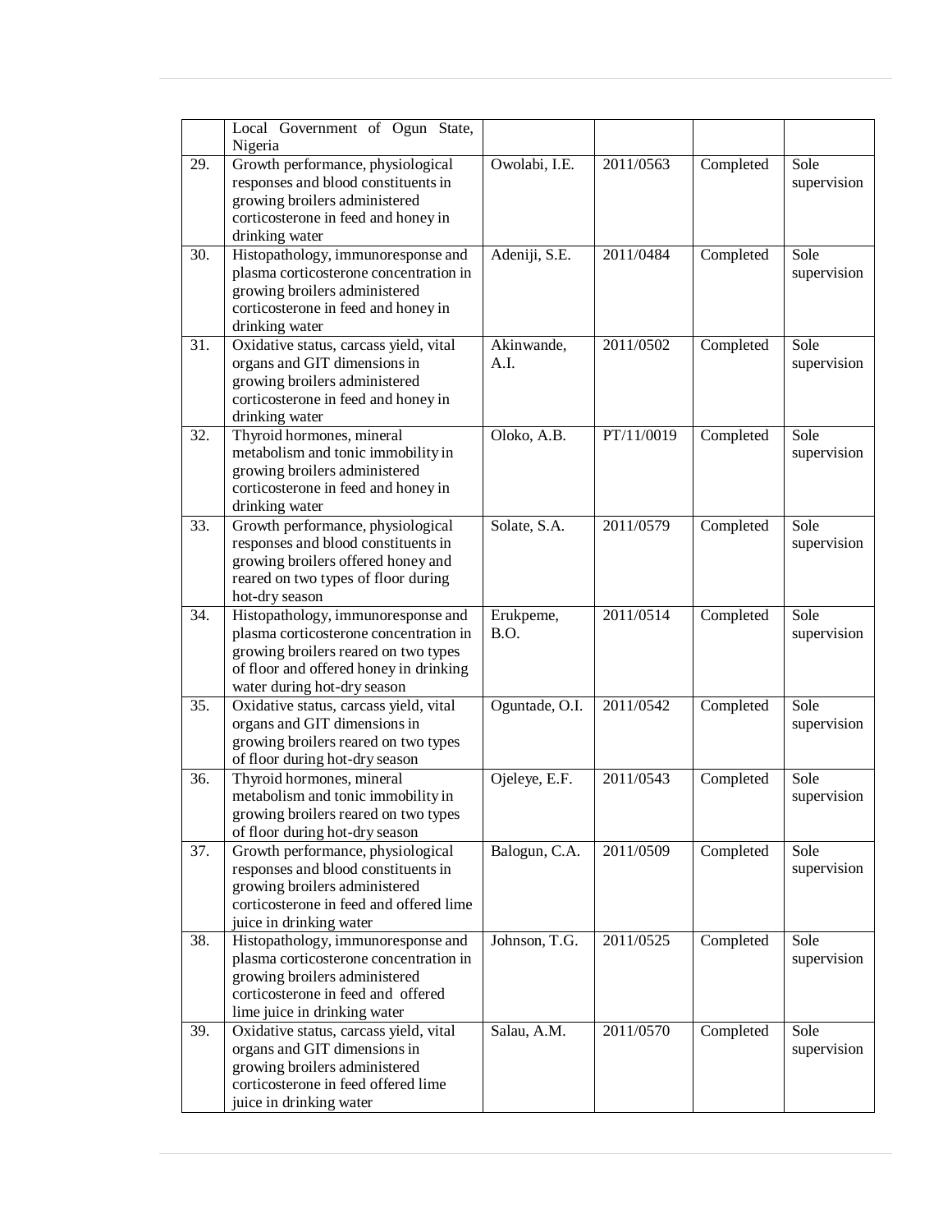| | | | | | |
|---|---|---|---|---|---|
| | Local Government of Ogun State, Nigeria | | | | |
| 29. | Growth performance, physiological responses and blood constituents in growing broilers administered corticosterone in feed and honey in drinking water | Owolabi, I.E. | 2011/0563 | Completed | Sole supervision |
| 30. | Histopathology, immunoresponse and plasma corticosterone concentration in growing broilers administered corticosterone in feed and honey in drinking water | Adeniji, S.E. | 2011/0484 | Completed | Sole supervision |
| 31. | Oxidative status, carcass yield, vital organs and GIT dimensions in growing broilers administered corticosterone in feed and honey in drinking water | Akinwande, A.I. | 2011/0502 | Completed | Sole supervision |
| 32. | Thyroid hormones, mineral metabolism and tonic immobility in growing broilers administered corticosterone in feed and honey in drinking water | Oloko, A.B. | PT/11/0019 | Completed | Sole supervision |
| 33. | Growth performance, physiological responses and blood constituents in growing broilers offered honey and reared on two types of floor during hot-dry season | Solate, S.A. | 2011/0579 | Completed | Sole supervision |
| 34. | Histopathology, immunoresponse and plasma corticosterone concentration in growing broilers reared on two types of floor and offered honey in drinking water during hot-dry season | Erukpeme, B.O. | 2011/0514 | Completed | Sole supervision |
| 35. | Oxidative status, carcass yield, vital organs and GIT dimensions in growing broilers reared on two types of floor during hot-dry season | Oguntade, O.I. | 2011/0542 | Completed | Sole supervision |
| 36. | Thyroid hormones, mineral metabolism and tonic immobility in growing broilers reared on two types of floor during hot-dry season | Ojeleye, E.F. | 2011/0543 | Completed | Sole supervision |
| 37. | Growth performance, physiological responses and blood constituents in growing broilers administered corticosterone in feed and offered lime juice in drinking water | Balogun, C.A. | 2011/0509 | Completed | Sole supervision |
| 38. | Histopathology, immunoresponse and plasma corticosterone concentration in growing broilers administered corticosterone in feed and offered lime juice in drinking water | Johnson, T.G. | 2011/0525 | Completed | Sole supervision |
| 39. | Oxidative status, carcass yield, vital organs and GIT dimensions in growing broilers administered corticosterone in feed offered lime juice in drinking water | Salau, A.M. | 2011/0570 | Completed | Sole supervision |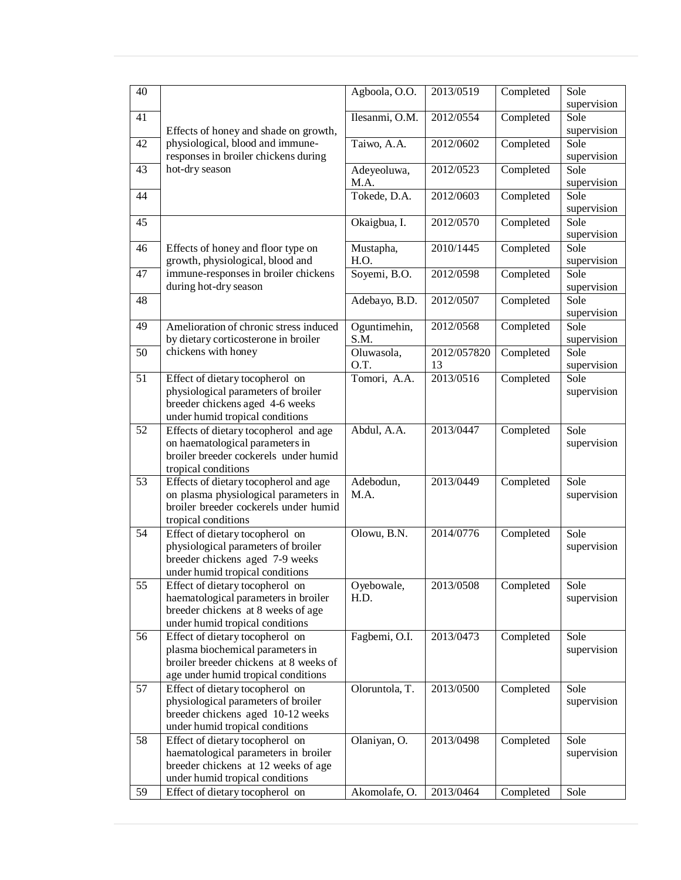| 40 | Effects of honey and shade on growth, physiological, blood and immune-responses in broiler chickens during hot-dry season | Agboola, O.O. | 2013/0519 | Completed | Sole supervision |
|---|---|---|---|---|---|
| 41 | | Ilesanmi, O.M. | 2012/0554 | Completed | Sole supervision |
| 42 | | Taiwo, A.A. | 2012/0602 | Completed | Sole supervision |
| 43 | | Adeyeoluwa, M.A. | 2012/0523 | Completed | Sole supervision |
| 44 | | Tokede, D.A. | 2012/0603 | Completed | Sole supervision |
| 45 | Effects of honey and floor type on growth, physiological, blood and immune-responses in broiler chickens during hot-dry season | Okaigbua, I. | 2012/0570 | Completed | Sole supervision |
| 46 | | Mustapha, H.O. | 2010/1445 | Completed | Sole supervision |
| 47 | | Soyemi, B.O. | 2012/0598 | Completed | Sole supervision |
| 48 | | Adebayo, B.D. | 2012/0507 | Completed | Sole supervision |
| 49 | Amelioration of chronic stress induced by dietary corticosterone in broiler chickens with honey | Oguntimehin, S.M. | 2012/0568 | Completed | Sole supervision |
| 50 | | Oluwasola, O.T. | 2012/057820 13 | Completed | Sole supervision |
| 51 | Effect of dietary tocopherol on physiological parameters of broiler breeder chickens aged 4-6 weeks under humid tropical conditions | Tomori, A.A. | 2013/0516 | Completed | Sole supervision |
| 52 | Effects of dietary tocopherol and age on haematological parameters in broiler breeder cockerels under humid tropical conditions | Abdul, A.A. | 2013/0447 | Completed | Sole supervision |
| 53 | Effects of dietary tocopherol and age on plasma physiological parameters in broiler breeder cockerels under humid tropical conditions | Adebodun, M.A. | 2013/0449 | Completed | Sole supervision |
| 54 | Effect of dietary tocopherol on physiological parameters of broiler breeder chickens aged 7-9 weeks under humid tropical conditions | Olowu, B.N. | 2014/0776 | Completed | Sole supervision |
| 55 | Effect of dietary tocopherol on haematological parameters in broiler breeder chickens at 8 weeks of age under humid tropical conditions | Oyebowale, H.D. | 2013/0508 | Completed | Sole supervision |
| 56 | Effect of dietary tocopherol on plasma biochemical parameters in broiler breeder chickens at 8 weeks of age under humid tropical conditions | Fagbemi, O.I. | 2013/0473 | Completed | Sole supervision |
| 57 | Effect of dietary tocopherol on physiological parameters of broiler breeder chickens aged 10-12 weeks under humid tropical conditions | Oloruntola, T. | 2013/0500 | Completed | Sole supervision |
| 58 | Effect of dietary tocopherol on haematological parameters in broiler breeder chickens at 12 weeks of age under humid tropical conditions | Olaniyan, O. | 2013/0498 | Completed | Sole supervision |
| 59 | Effect of dietary tocopherol on | Akomolafe, O. | 2013/0464 | Completed | Sole |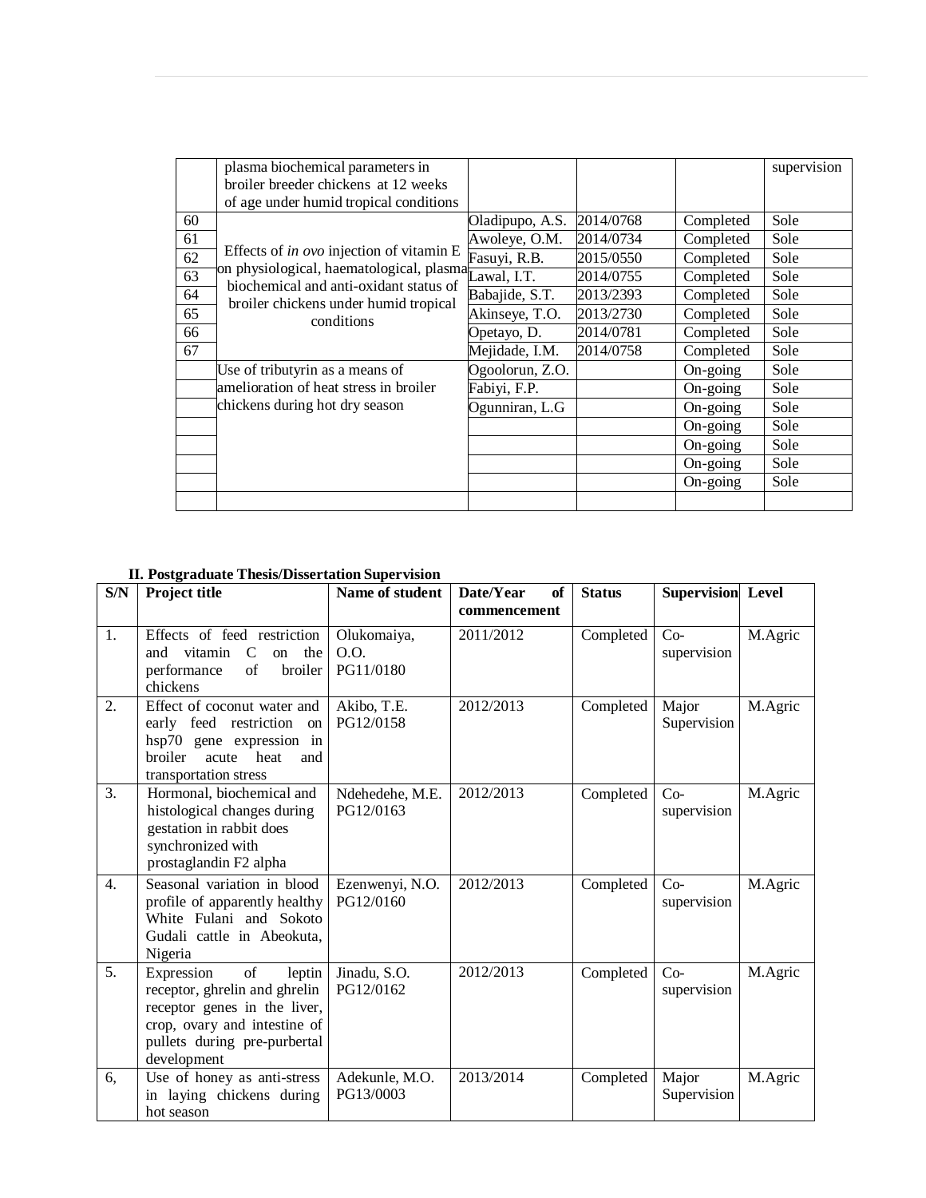| | plasma biochemical parameters in broiler breeder chickens at 12 weeks of age under humid tropical conditions | | | | supervision |
|---|---|---|---|---|---|
| 60 | Effects of *in ovo* injection of vitamin E on physiological, haematological, plasma biochemical and anti-oxidant status of broiler chickens under humid tropical conditions | Oladipupo, A.S. | 2014/0768 | Completed | Sole |
| 61 | | Awoleye, O.M. | 2014/0734 | Completed | Sole |
| 62 | | Fasuyi, R.B. | 2015/0550 | Completed | Sole |
| 63 | | Lawal, I.T. | 2014/0755 | Completed | Sole |
| 64 | | Babajide, S.T. | 2013/2393 | Completed | Sole |
| 65 | | Akinseye, T.O. | 2013/2730 | Completed | Sole |
| 66 | | Opetayo, D. | 2014/0781 | Completed | Sole |
| 67 | | Mejidade, I.M. | 2014/0758 | Completed | Sole |
| | Use of tributyrin as a means of amelioration of heat stress in broiler chickens during hot dry season | Ogoolorun, Z.O. | | On-going | Sole |
| | | Fabiyi, F.P. | | On-going | Sole |
| | | Ogunniran, L.G | | On-going | Sole |
| | | | | On-going | Sole |
| | | | | On-going | Sole |
| | | | | On-going | Sole |
| | | | | On-going | Sole |
| | | | | | |

**II. Postgraduate Thesis/Dissertation Supervision**

| S/N | Project title | Name of student | Date/Year of commencement | Status | Supervision | Level |
|---|---|---|---|---|---|---|
| 1. | Effects of feed restriction and vitamin C on the performance of broiler chickens | Olukomaiya, O.O. PG11/0180 | 2011/2012 | Completed | Co-supervision | M.Agric |
| 2. | Effect of coconut water and early feed restriction on hsp70 gene expression in broiler acute heat and transportation stress | Akibo, T.E. PG12/0158 | 2012/2013 | Completed | Major Supervision | M.Agric |
| 3. | Hormonal, biochemical and histological changes during gestation in rabbit does synchronized with prostaglandin F2 alpha | Ndehedehe, M.E. PG12/0163 | 2012/2013 | Completed | Co-supervision | M.Agric |
| 4. | Seasonal variation in blood profile of apparently healthy White Fulani and Sokoto Gudali cattle in Abeokuta, Nigeria | Ezenwenyi, N.O. PG12/0160 | 2012/2013 | Completed | Co-supervision | M.Agric |
| 5. | Expression of leptin receptor, ghrelin and ghrelin receptor genes in the liver, crop, ovary and intestine of pullets during pre-purbertal development | Jinadu, S.O. PG12/0162 | 2012/2013 | Completed | Co-supervision | M.Agric |
| 6, | Use of honey as anti-stress in laying chickens during hot season | Adekunle, M.O. PG13/0003 | 2013/2014 | Completed | Major Supervision | M.Agric |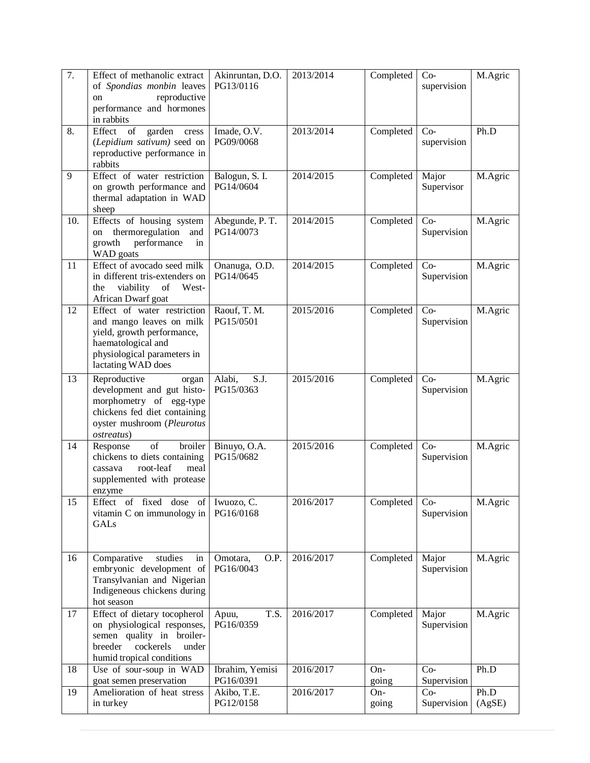| 7. | Effect of methanolic extract of *Spondias monbin* leaves on reproductive performance and hormones in rabbits | Akinruntan, D.O. PG13/0116 | 2013/2014 | Completed | Co-supervision | M.Agric |
|---|---|---|---|---|---|---|
| 8. | Effect of garden cress (*Lepidium sativum)* seed on reproductive performance in rabbits | Imade, O.V. PG09/0068 | 2013/2014 | Completed | Co-supervision | Ph.D |
| 9 | Effect of water restriction on growth performance and thermal adaptation in WAD sheep | Balogun, S. I. PG14/0604 | 2014/2015 | Completed | Major Supervisor | M.Agric |
| 10. | Effects of housing system on thermoregulation and growth performance in WAD goats | Abegunde, P. T. PG14/0073 | 2014/2015 | Completed | Co-Supervision | M.Agric |
| 11 | Effect of avocado seed milk in different tris-extenders on the viability of West-African Dwarf goat | Onanuga, O.D. PG14/0645 | 2014/2015 | Completed | Co-Supervision | M.Agric |
| 12 | Effect of water restriction and mango leaves on milk yield, growth performance, haematological and physiological parameters in lactating WAD does | Raouf, T. M. PG15/0501 | 2015/2016 | Completed | Co-Supervision | M.Agric |
| 13 | Reproductive organ development and gut histo-morphometry of egg-type chickens fed diet containing oyster mushroom (*Pleurotus ostreatus*) | Alabi, S.J. PG15/0363 | 2015/2016 | Completed | Co-Supervision | M.Agric |
| 14 | Response of broiler chickens to diets containing cassava root-leaf meal supplemented with protease enzyme | Binuyo, O.A. PG15/0682 | 2015/2016 | Completed | Co-Supervision | M.Agric |
| 15 | Effect of fixed dose of vitamin C on immunology in GALs | Iwuozo, C. PG16/0168 | 2016/2017 | Completed | Co-Supervision | M.Agric |
| 16 | Comparative studies in embryonic development of Transylvanian and Nigerian Indigeneous chickens during hot season | Omotara, O.P. PG16/0043 | 2016/2017 | Completed | Major Supervision | M.Agric |
| 17 | Effect of dietary tocopherol on physiological responses, semen quality in broiler-breeder cockerels under humid tropical conditions | Apuu, T.S. PG16/0359 | 2016/2017 | Completed | Major Supervision | M.Agric |
| 18 | Use of sour-soup in WAD goat semen preservation | Ibrahim, Yemisi PG16/0391 | 2016/2017 | On-going | Co-Supervision | Ph.D |
| 19 | Amelioration of heat stress in turkey | Akibo, T.E. PG12/0158 | 2016/2017 | On-going | Co-Supervision | Ph.D (AgSE) |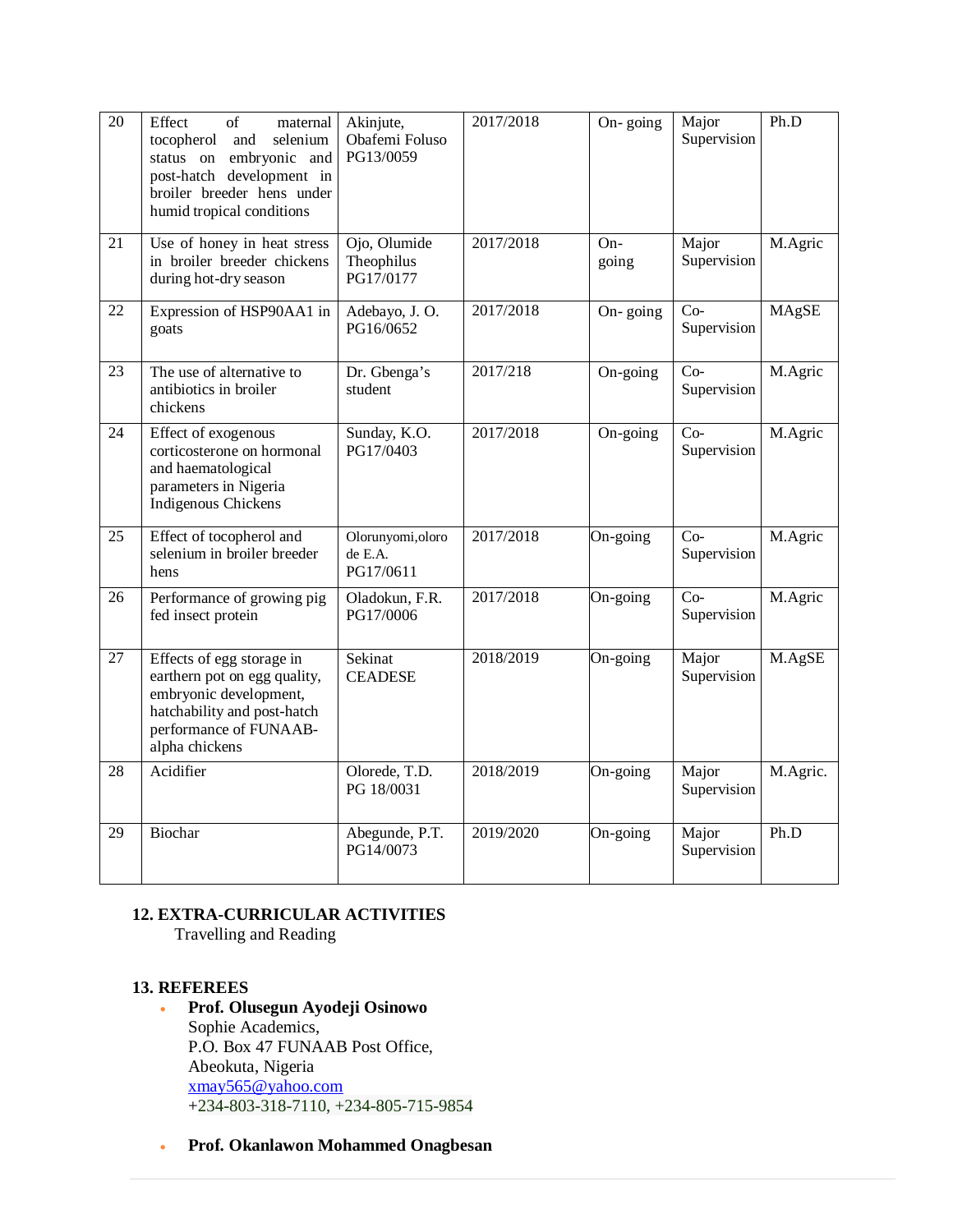| 20 | Effect of maternal tocopherol and selenium status on embryonic and post-hatch development in broiler breeder hens under humid tropical conditions | Akinjute, Obafemi Foluso PG13/0059 | 2017/2018 | On- going | Major Supervision | Ph.D |
|---|---|---|---|---|---|---|
| 21 | Use of honey in heat stress in broiler breeder chickens during hot-dry season | Ojo, Olumide Theophilus PG17/0177 | 2017/2018 | On- going | Major Supervision | M.Agric |
| 22 | Expression of HSP90AA1 in goats | Adebayo, J. O. PG16/0652 | 2017/2018 | On- going | Co- Supervision | MAgSE |
| 23 | The use of alternative to antibiotics in broiler chickens | Dr. Gbenga's student | 2017/218 | On-going | Co- Supervision | M.Agric |
| 24 | Effect of exogenous corticosterone on hormonal and haematological parameters in Nigeria Indigenous Chickens | Sunday, K.O. PG17/0403 | 2017/2018 | On-going | Co- Supervision | M.Agric |
| 25 | Effect of tocopherol and selenium in broiler breeder hens | Olorunyomi,olorode E.A. PG17/0611 | 2017/2018 | On-going | Co- Supervision | M.Agric |
| 26 | Performance of growing pig fed insect protein | Oladokun, F.R. PG17/0006 | 2017/2018 | On-going | Co- Supervision | M.Agric |
| 27 | Effects of egg storage in earthern pot on egg quality, embryonic development, hatchability and post-hatch performance of FUNAAB-alpha chickens | Sekinat CEADESE | 2018/2019 | On-going | Major Supervision | M.AgSE |
| 28 | Acidifier | Olorede, T.D. PG 18/0031 | 2018/2019 | On-going | Major Supervision | M.Agric. |
| 29 | Biochar | Abegunde, P.T. PG14/0073 | 2019/2020 | On-going | Major Supervision | Ph.D |

## 12. EXTRA-CURRICULAR ACTIVITIES

Travelling and Reading

## 13. REFEREES

- **Prof. Olusegun Ayodeji Osinowo**
  Sophie Academics,
  P.O. Box 47 FUNAAB Post Office,
  Abeokuta, Nigeria
  xmay565@yahoo.com
  +234-803-318-7110, +234-805-715-9854

- **Prof. Okanlawon Mohammed Onagbesan**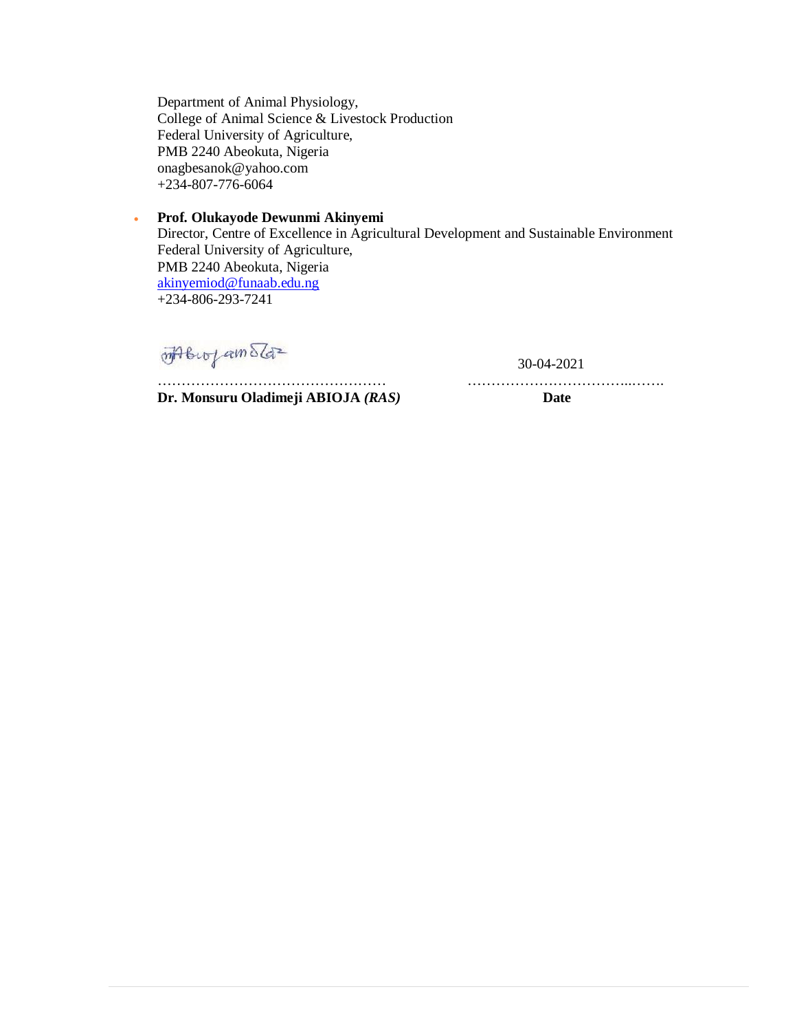Department of Animal Physiology,
College of Animal Science & Livestock Production
Federal University of Agriculture,
PMB 2240 Abeokuta, Nigeria
onagbesanok@yahoo.com
+234-807-776-6064

- **Prof. Olukayode Dewunmi Akinyemi**
  Director, Centre of Excellence in Agricultural Development and Sustainable Environment
  Federal University of Agriculture,
  PMB 2240 Abeokuta, Nigeria
  akinyemiod@funaab.edu.ng
  +234-806-293-7241

………………………………………… 30-04-2021 ………………………………...…….

**Dr. Monsuru Oladimeji ABIOJA *(RAS)*** **Date**